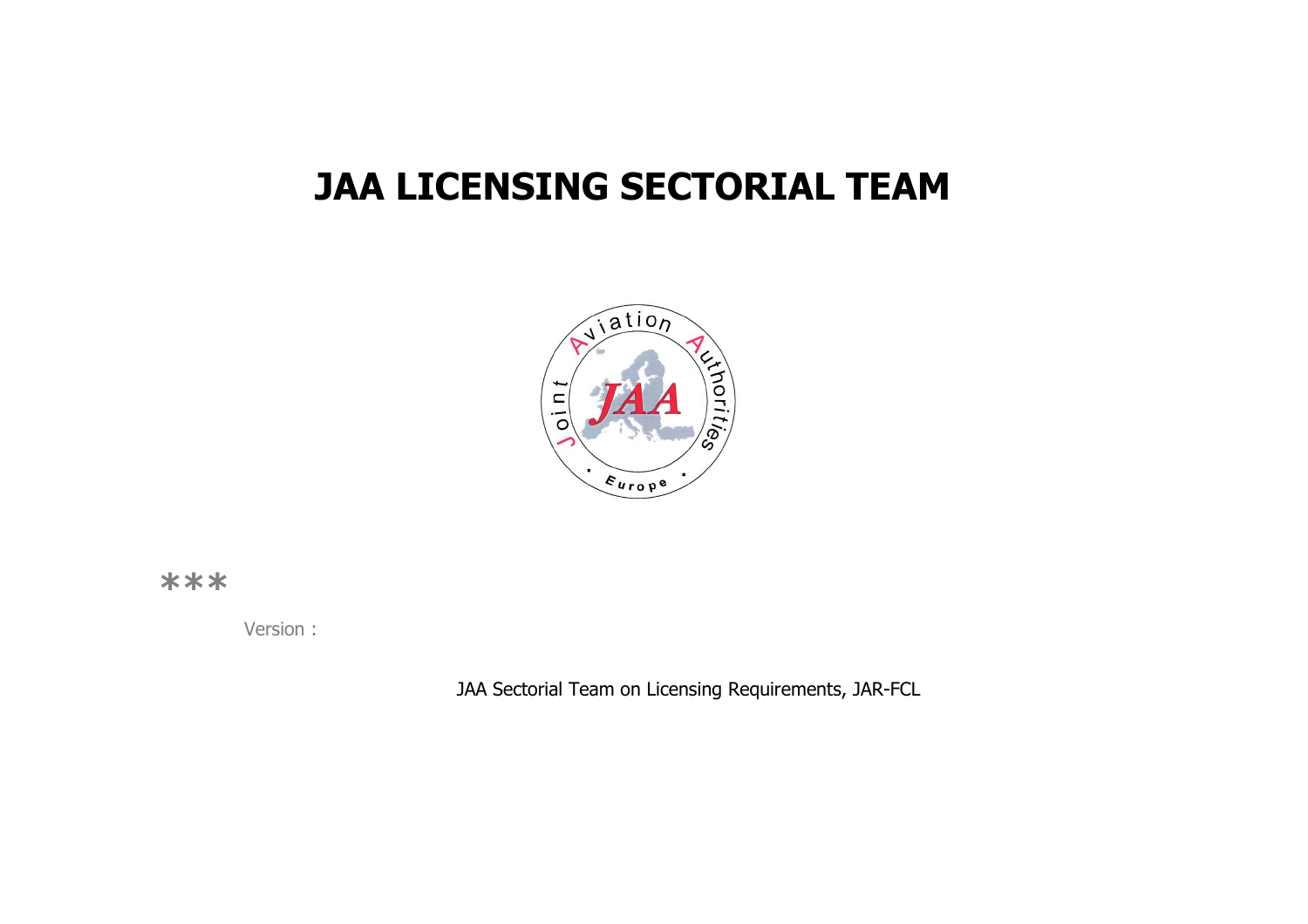# JAA LICENSING SECTORIAL TEAM

***

Version :

JAA Sectorial Team on Licensing Requirements, JAR-FCL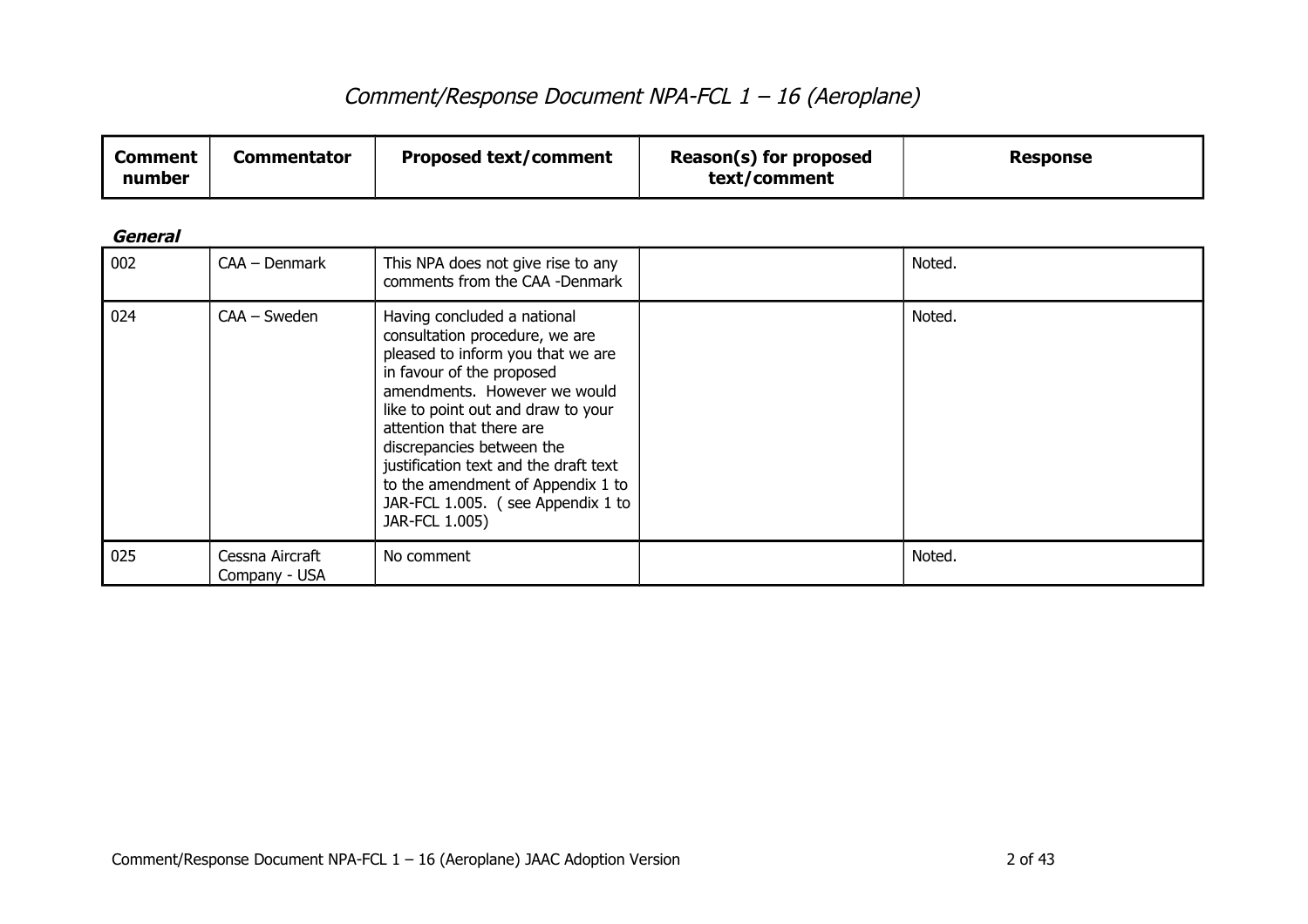# *Comment/Response Document NPA-FCL 1 – 16 (Aeroplane)*

| Comment number | Commentator | Proposed text/comment | Reason(s) for proposed text/comment | Response |
|---|---|---|---|---|
| ***General*** | | | | |
| 002 | CAA – Denmark | This NPA does not give rise to any comments from the CAA -Denmark | | Noted. |
| 024 | CAA – Sweden | Having concluded a national consultation procedure, we are pleased to inform you that we are in favour of the proposed amendments. However we would like to point out and draw to your attention that there are discrepancies between the justification text and the draft text to the amendment of Appendix 1 to JAR-FCL 1.005. ( see Appendix 1 to JAR-FCL 1.005) | | Noted. |
| 025 | Cessna Aircraft Company - USA | No comment | | Noted. |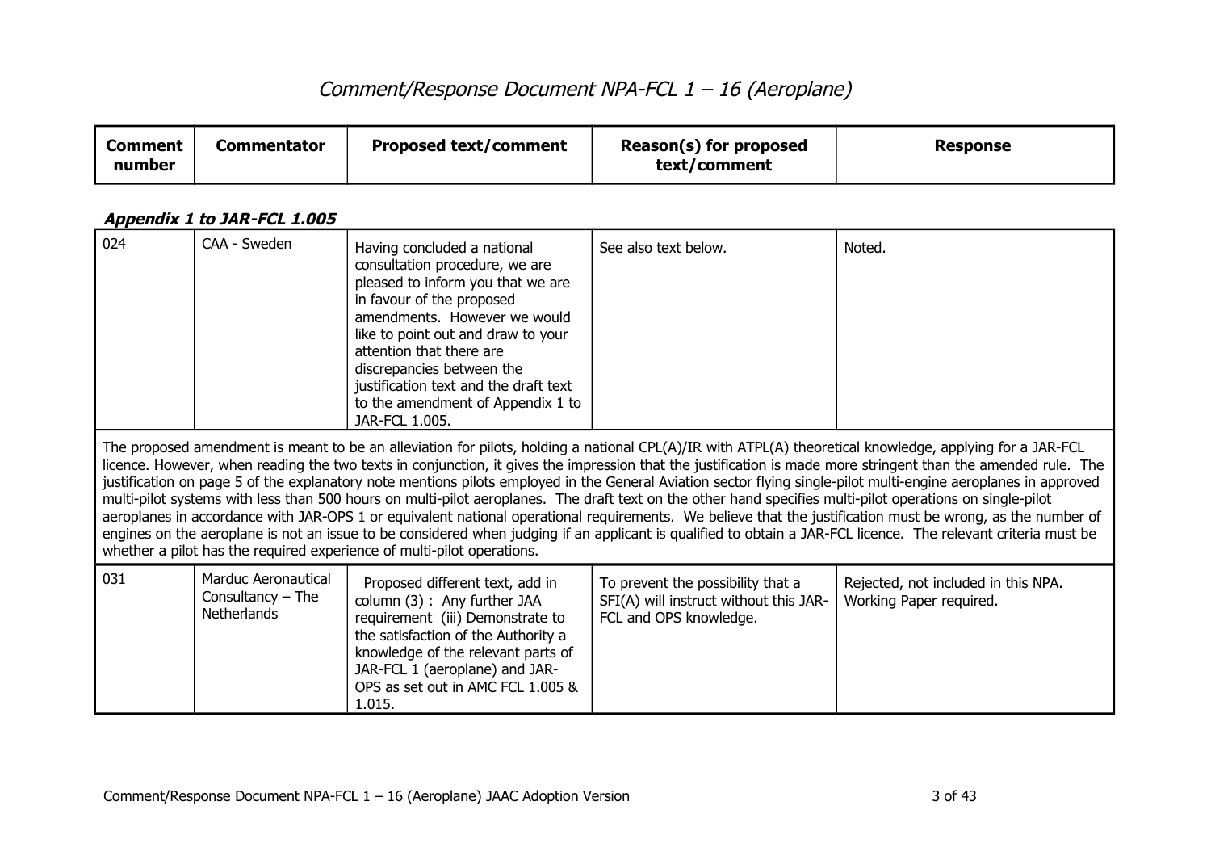| Comment number | Commentator | Proposed text/comment | Reason(s) for proposed text/comment | Response |
|---|---|---|---|---|

***Appendix 1 to JAR-FCL 1.005***

| Comment number | Commentator | Proposed text/comment | Reason(s) for proposed text/comment | Response |
|---|---|---|---|---|
| 024 | CAA - Sweden | Having concluded a national consultation procedure, we are pleased to inform you that we are in favour of the proposed amendments. However we would like to point out and draw to your attention that there are discrepancies between the justification text and the draft text to the amendment of Appendix 1 to JAR-FCL 1.005. | See also text below. | Noted. |
| The proposed amendment is meant to be an alleviation for pilots, holding a national CPL(A)/IR with ATPL(A) theoretical knowledge, applying for a JAR-FCL licence. However, when reading the two texts in conjunction, it gives the impression that the justification is made more stringent than the amended rule. The justification on page 5 of the explanatory note mentions pilots employed in the General Aviation sector flying single-pilot multi-engine aeroplanes in approved multi-pilot systems with less than 500 hours on multi-pilot aeroplanes. The draft text on the other hand specifies multi-pilot operations on single-pilot aeroplanes in accordance with JAR-OPS 1 or equivalent national operational requirements. We believe that the justification must be wrong, as the number of engines on the aeroplane is not an issue to be considered when judging if an applicant is qualified to obtain a JAR-FCL licence. The relevant criteria must be whether a pilot has the required experience of multi-pilot operations. | | | | |
| 031 | Marduc Aeronautical Consultancy – The Netherlands | Proposed different text, add in column (3) : Any further JAA requirement (iii) Demonstrate to the satisfaction of the Authority a knowledge of the relevant parts of JAR-FCL 1 (aeroplane) and JAR-OPS as set out in AMC FCL 1.005 & 1.015. | To prevent the possibility that a SFI(A) will instruct without this JAR-FCL and OPS knowledge. | Rejected, not included in this NPA. Working Paper required. |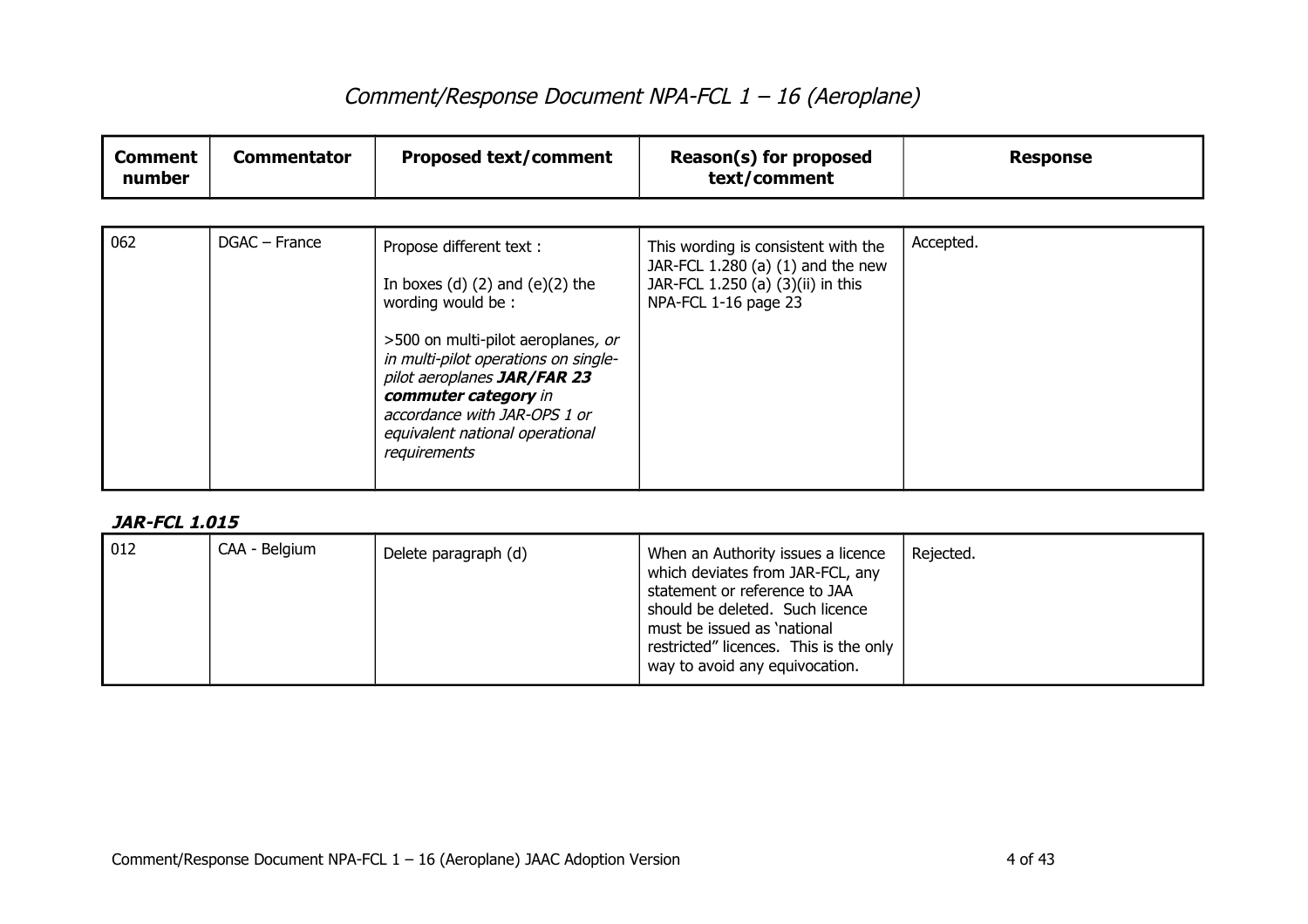# *Comment/Response Document NPA-FCL 1 – 16 (Aeroplane)*

| Comment number | Commentator | Proposed text/comment | Reason(s) for proposed text/comment | Response |
|---|---|---|---|---|
| 062 | DGAC – France | Propose different text :<br><br>In boxes (d) (2) and (e)(2) the wording would be :<br><br>>500 on multi-pilot aeroplanes*, or in multi-pilot operations on single-pilot aeroplanes **JAR/FAR 23 commuter category** in accordance with JAR-OPS 1 or equivalent national operational requirements* | This wording is consistent with the JAR-FCL 1.280 (a) (1) and the new JAR-FCL 1.250 (a) (3)(ii) in this NPA-FCL 1-16 page 23 | Accepted. |

***JAR-FCL 1.015***

| Comment number | Commentator | Proposed text/comment | Reason(s) for proposed text/comment | Response |
|---|---|---|---|---|
| 012 | CAA - Belgium | Delete paragraph (d) | When an Authority issues a licence which deviates from JAR-FCL, any statement or reference to JAA should be deleted. Such licence must be issued as 'national restricted" licences. This is the only way to avoid any equivocation. | Rejected. |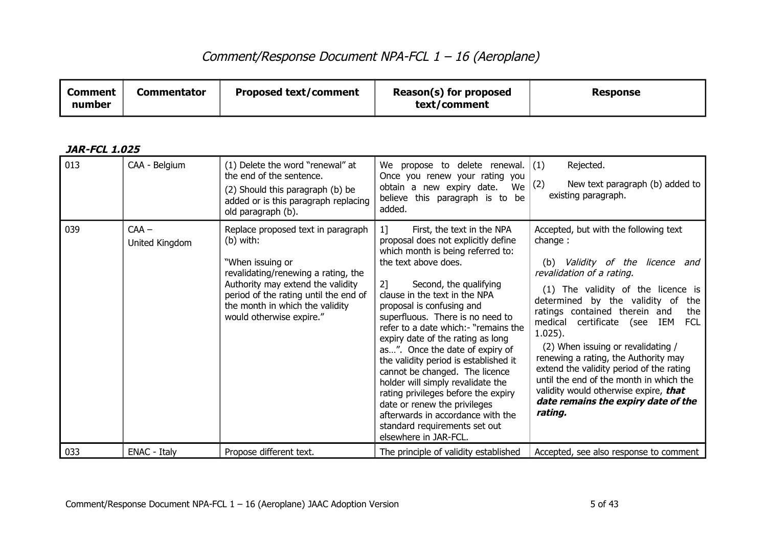# *Comment/Response Document NPA-FCL 1 – 16 (Aeroplane)*

### ***JAR-FCL 1.025***

| Comment number | Commentator | Proposed text/comment | Reason(s) for proposed text/comment | Response |
|---|---|---|---|---|
| 013 | CAA - Belgium | (1) Delete the word "renewal" at the end of the sentence.<br>(2) Should this paragraph (b) be added or is this paragraph replacing old paragraph (b). | We propose to delete renewal. Once you renew your rating you obtain a new expiry date. We believe this paragraph is to be added. | (1) Rejected.<br>(2) New text paragraph (b) added to existing paragraph. |
| 039 | CAA – United Kingdom | Replace proposed text in paragraph (b) with:<br><br>"When issuing or revalidating/renewing a rating, the Authority may extend the validity period of the rating until the end of the month in which the validity would otherwise expire." | 1] First, the text in the NPA proposal does not explicitly define which month is being referred to: the text above does.<br><br>2] Second, the qualifying clause in the text in the NPA proposal is confusing and superfluous. There is no need to refer to a date which:- "remains the expiry date of the rating as long as…". Once the date of expiry of the validity period is established it cannot be changed. The licence holder will simply revalidate the rating privileges before the expiry date or renew the privileges afterwards in accordance with the standard requirements set out elsewhere in JAR-FCL. | Accepted, but with the following text change :<br><br>(b) *Validity of the licence and revalidation of a rating.*<br><br>(1) The validity of the licence is determined by the validity of the ratings contained therein and the medical certificate (see IEM FCL 1.025).<br><br>(2) When issuing or revalidating / renewing a rating, the Authority may extend the validity period of the rating until the end of the month in which the validity would otherwise expire, ***that date remains the expiry date of the rating.*** |
| 033 | ENAC - Italy | Propose different text. | The principle of validity established | Accepted, see also response to comment |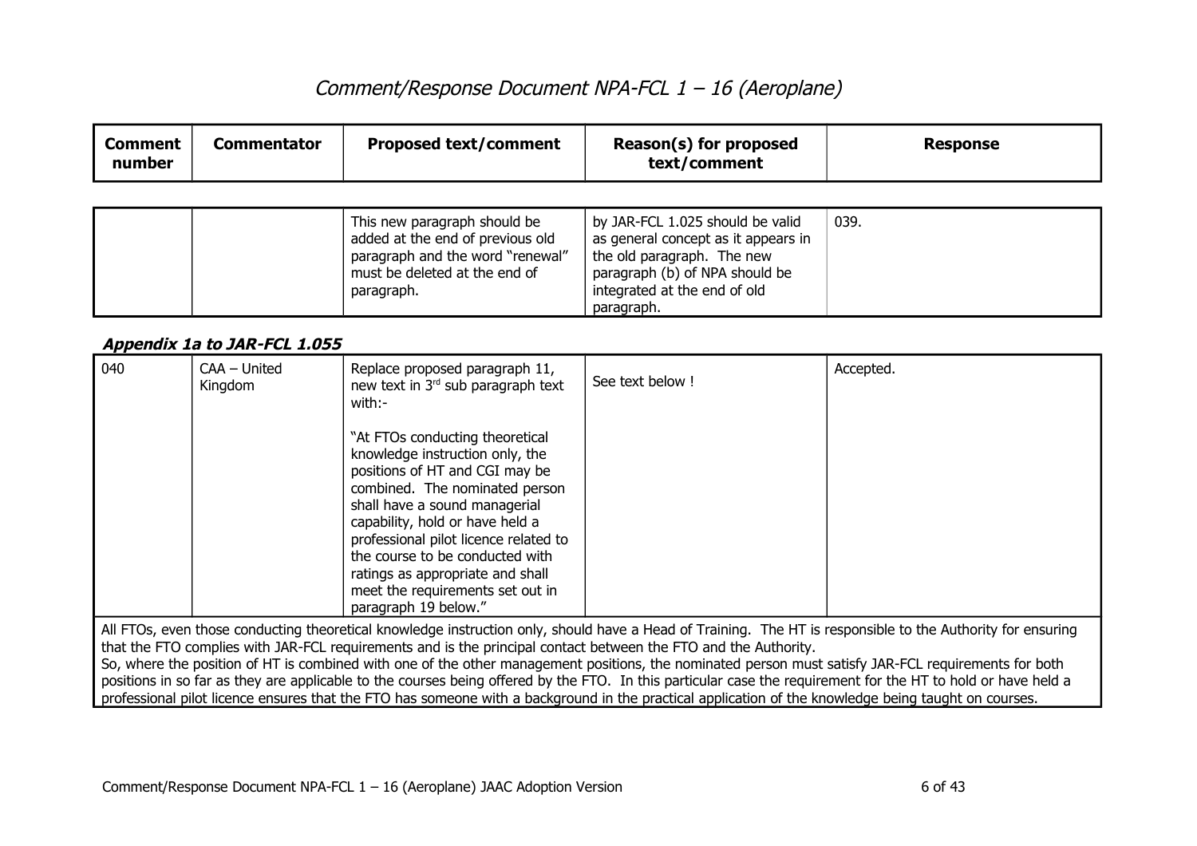| Comment number | Commentator | Proposed text/comment | Reason(s) for proposed text/comment | Response |
|---|---|---|---|---|
| | | This new paragraph should be added at the end of previous old paragraph and the word "renewal" must be deleted at the end of paragraph. | by JAR-FCL 1.025 should be valid as general concept as it appears in the old paragraph. The new paragraph (b) of NPA should be integrated at the end of old paragraph. | 039. |

***Appendix 1a to JAR-FCL 1.055***

| Comment number | Commentator | Proposed text/comment | Reason(s) for proposed text/comment | Response |
|---|---|---|---|---|
| 040 | CAA – United Kingdom | Replace proposed paragraph 11, new text in 3rd sub paragraph text with:-<br><br>"At FTOs conducting theoretical knowledge instruction only, the positions of HT and CGI may be combined. The nominated person shall have a sound managerial capability, hold or have held a professional pilot licence related to the course to be conducted with ratings as appropriate and shall meet the requirements set out in paragraph 19 below." | See text below ! | Accepted. |

All FTOs, even those conducting theoretical knowledge instruction only, should have a Head of Training. The HT is responsible to the Authority for ensuring that the FTO complies with JAR-FCL requirements and is the principal contact between the FTO and the Authority.

So, where the position of HT is combined with one of the other management positions, the nominated person must satisfy JAR-FCL requirements for both positions in so far as they are applicable to the courses being offered by the FTO. In this particular case the requirement for the HT to hold or have held a professional pilot licence ensures that the FTO has someone with a background in the practical application of the knowledge being taught on courses.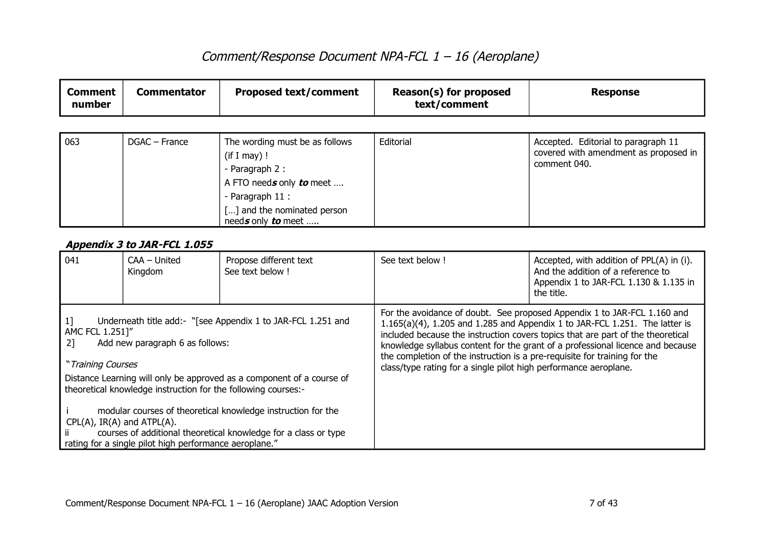# Comment/Response Document NPA-FCL 1 – 16 (Aeroplane)

| Comment number | Commentator | Proposed text/comment | Reason(s) for proposed text/comment | Response |
|---|---|---|---|---|
| 063 | DGAC – France | The wording must be as follows (if I may) !<br>- Paragraph 2 :<br>A FTO need***s*** only ***to*** meet ….<br>- Paragraph 11 :<br>[…] and the nominated person need***s*** only ***to*** meet ….. | Editorial | Accepted. Editorial to paragraph 11 covered with amendment as proposed in comment 040. |

***Appendix 3 to JAR-FCL 1.055***

| Comment number | Commentator | Proposed text/comment | Reason(s) for proposed text/comment | Response |
|---|---|---|---|---|
| 041 | CAA – United Kingdom | Propose different text<br>See text below ! | See text below ! | Accepted, with addition of PPL(A) in (i). And the addition of a reference to Appendix 1 to JAR-FCL 1.130 & 1.135 in the title. |
| 1] Underneath title add:- "[see Appendix 1 to JAR-FCL 1.251 and AMC FCL 1.251]"<br>2] Add new paragraph 6 as follows:<br>"*Training Courses*<br>Distance Learning will only be approved as a component of a course of theoretical knowledge instruction for the following courses:-<br>i modular courses of theoretical knowledge instruction for the CPL(A), IR(A) and ATPL(A).<br>ii courses of additional theoretical knowledge for a class or type rating for a single pilot high performance aeroplane." | | | For the avoidance of doubt. See proposed Appendix 1 to JAR-FCL 1.160 and 1.165(a)(4), 1.205 and 1.285 and Appendix 1 to JAR-FCL 1.251. The latter is included because the instruction covers topics that are part of the theoretical knowledge syllabus content for the grant of a professional licence and because the completion of the instruction is a pre-requisite for training for the class/type rating for a single pilot high performance aeroplane. | |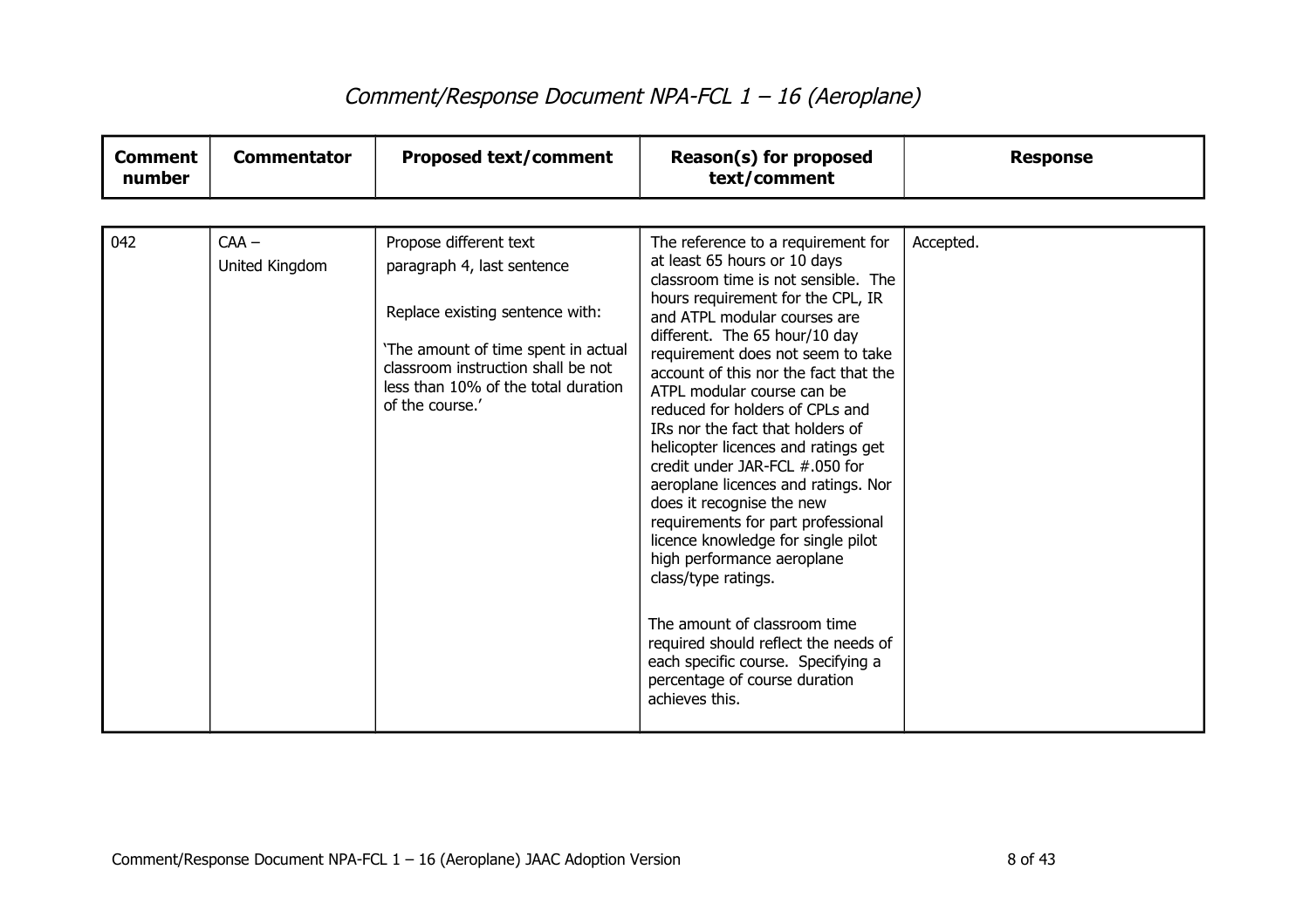# Comment/Response Document NPA-FCL 1 – 16 (Aeroplane)

| Comment number | Commentator | Proposed text/comment | Reason(s) for proposed text/comment | Response |
|---|---|---|---|---|
| 042 | CAA – United Kingdom | Propose different text paragraph 4, last sentence<br><br>Replace existing sentence with:<br><br>'The amount of time spent in actual classroom instruction shall be not less than 10% of the total duration of the course.' | The reference to a requirement for at least 65 hours or 10 days classroom time is not sensible. The hours requirement for the CPL, IR and ATPL modular courses are different. The 65 hour/10 day requirement does not seem to take account of this nor the fact that the ATPL modular course can be reduced for holders of CPLs and IRs nor the fact that holders of helicopter licences and ratings get credit under JAR-FCL #.050 for aeroplane licences and ratings. Nor does it recognise the new requirements for part professional licence knowledge for single pilot high performance aeroplane class/type ratings.<br><br>The amount of classroom time required should reflect the needs of each specific course. Specifying a percentage of course duration achieves this. | Accepted. |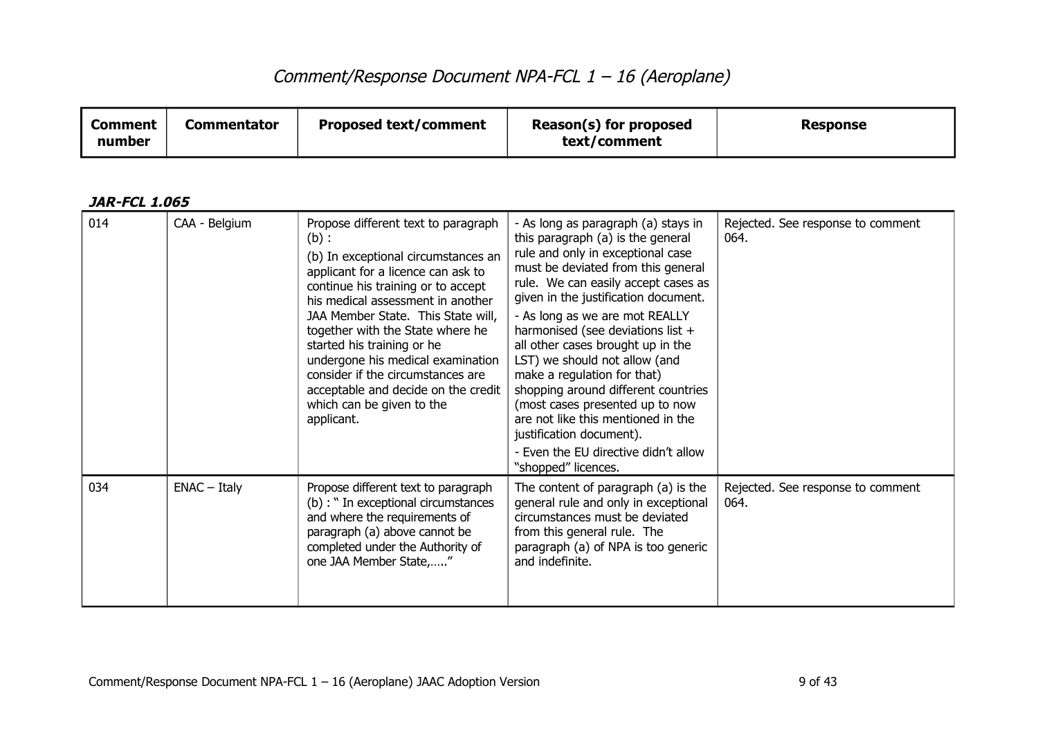# Comment/Response Document NPA-FCL 1 – 16 (Aeroplane)

***JAR-FCL 1.065***

| Comment number | Commentator | Proposed text/comment | Reason(s) for proposed text/comment | Response |
|---|---|---|---|---|
| 014 | CAA - Belgium | Propose different text to paragraph (b) :<br>(b) In exceptional circumstances an applicant for a licence can ask to continue his training or to accept his medical assessment in another JAA Member State. This State will, together with the State where he started his training or he undergone his medical examination consider if the circumstances are acceptable and decide on the credit which can be given to the applicant. | - As long as paragraph (a) stays in this paragraph (a) is the general rule and only in exceptional case must be deviated from this general rule. We can easily accept cases as given in the justification document.<br>- As long as we are mot REALLY harmonised (see deviations list + all other cases brought up in the LST) we should not allow (and make a regulation for that) shopping around different countries (most cases presented up to now are not like this mentioned in the justification document).<br>- Even the EU directive didn't allow "shopped" licences. | Rejected. See response to comment 064. |
| 034 | ENAC – Italy | Propose different text to paragraph (b) : " In exceptional circumstances and where the requirements of paragraph (a) above cannot be completed under the Authority of one JAA Member State,….." | The content of paragraph (a) is the general rule and only in exceptional circumstances must be deviated from this general rule. The paragraph (a) of NPA is too generic and indefinite. | Rejected. See response to comment 064. |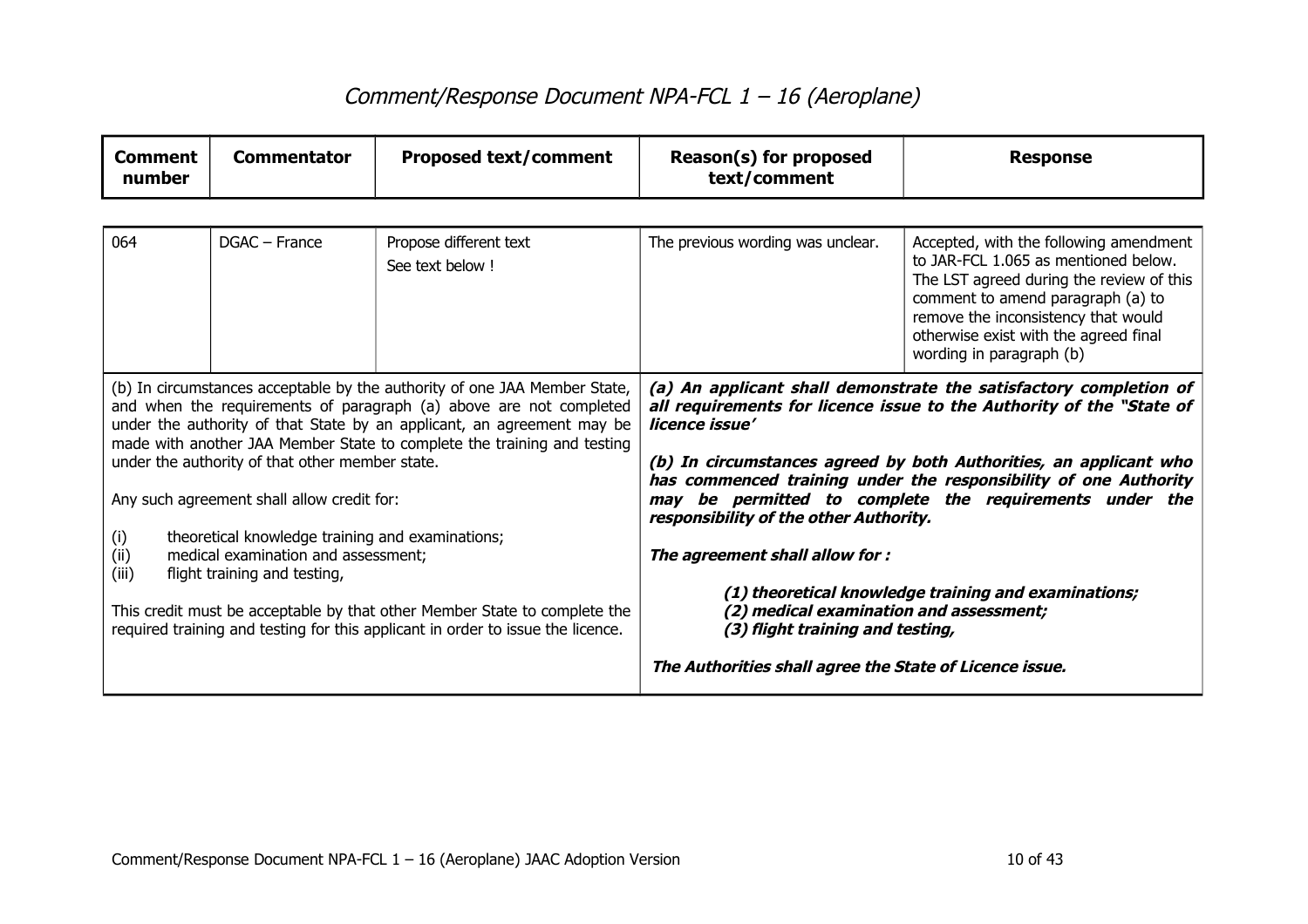# *Comment/Response Document NPA-FCL 1 – 16 (Aeroplane)*

| Comment number | Commentator | Proposed text/comment | Reason(s) for proposed text/comment | Response |
|---|---|---|---|---|
| 064 | DGAC – France | Propose different text<br>See text below ! | The previous wording was unclear. | Accepted, with the following amendment to JAR-FCL 1.065 as mentioned below. The LST agreed during the review of this comment to amend paragraph (a) to remove the inconsistency that would otherwise exist with the agreed final wording in paragraph (b) |

(b) In circumstances acceptable by the authority of one JAA Member State, and when the requirements of paragraph (a) above are not completed under the authority of that State by an applicant, an agreement may be made with another JAA Member State to complete the training and testing under the authority of that other member state.

Any such agreement shall allow credit for:

(i) theoretical knowledge training and examinations;
(ii) medical examination and assessment;
(iii) flight training and testing,

This credit must be acceptable by that other Member State to complete the required training and testing for this applicant in order to issue the licence.

***(a) An applicant shall demonstrate the satisfactory completion of all requirements for licence issue to the Authority of the "State of licence issue'***

***(b) In circumstances agreed by both Authorities, an applicant who has commenced training under the responsibility of one Authority may be permitted to complete the requirements under the responsibility of the other Authority.***

***The agreement shall allow for :***

***(1) theoretical knowledge training and examinations;***
***(2) medical examination and assessment;***
***(3) flight training and testing,***

***The Authorities shall agree the State of Licence issue.***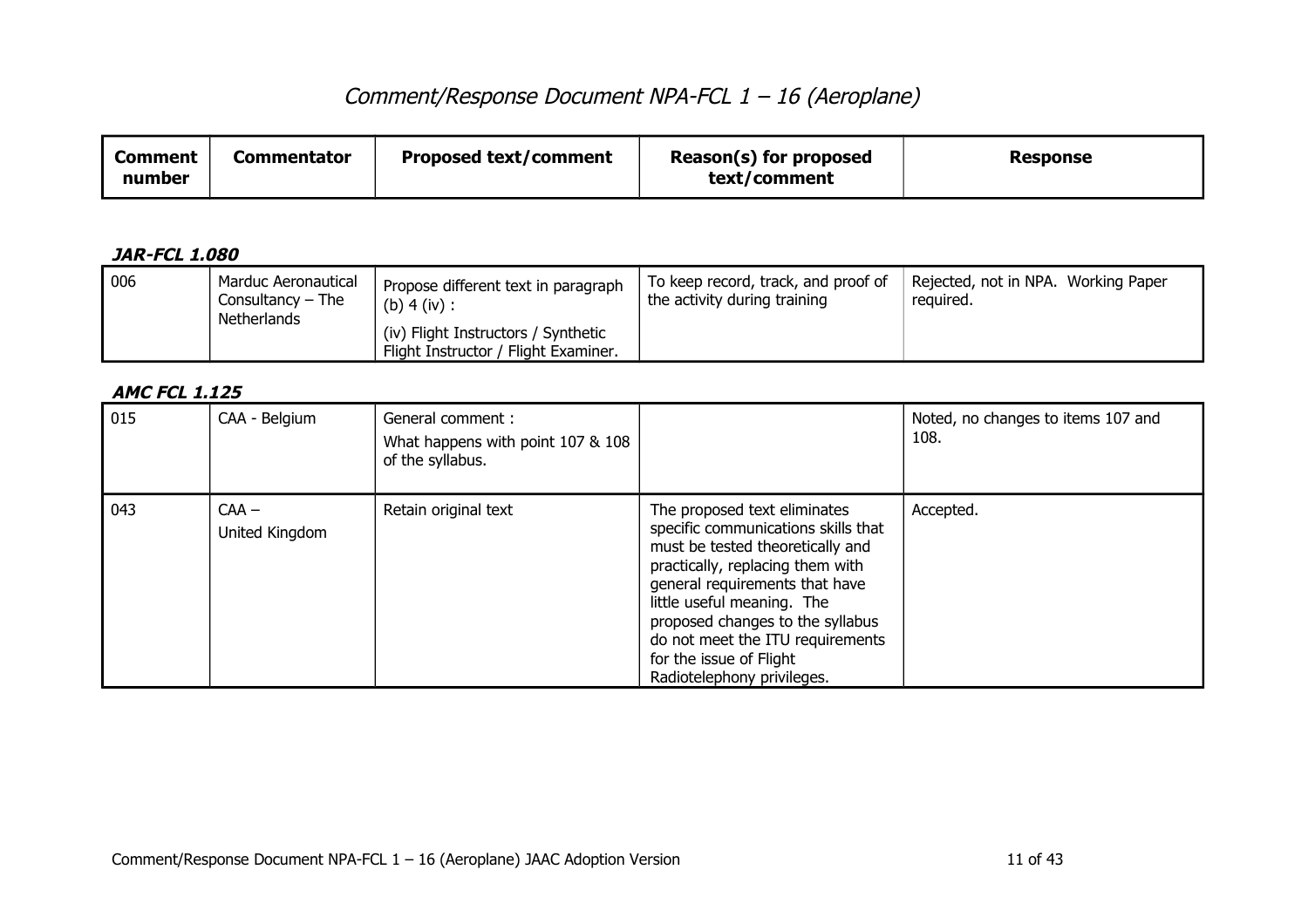# Comment/Response Document NPA-FCL 1 – 16 (Aeroplane)

| Comment number | Commentator | Proposed text/comment | Reason(s) for proposed text/comment | Response |
|---|---|---|---|---|

***JAR-FCL 1.080***

| Comment number | Commentator | Proposed text/comment | Reason(s) for proposed text/comment | Response |
|---|---|---|---|---|
| 006 | Marduc Aeronautical Consultancy – The Netherlands | Propose different text in paragraph (b) 4 (iv) :<br>(iv) Flight Instructors / Synthetic Flight Instructor / Flight Examiner. | To keep record, track, and proof of the activity during training | Rejected, not in NPA. Working Paper required. |

***AMC FCL 1.125***

| Comment number | Commentator | Proposed text/comment | Reason(s) for proposed text/comment | Response |
|---|---|---|---|---|
| 015 | CAA - Belgium | General comment :<br>What happens with point 107 & 108 of the syllabus. | | Noted, no changes to items 107 and 108. |
| 043 | CAA – United Kingdom | Retain original text | The proposed text eliminates specific communications skills that must be tested theoretically and practically, replacing them with general requirements that have little useful meaning. The proposed changes to the syllabus do not meet the ITU requirements for the issue of Flight Radiotelephony privileges. | Accepted. |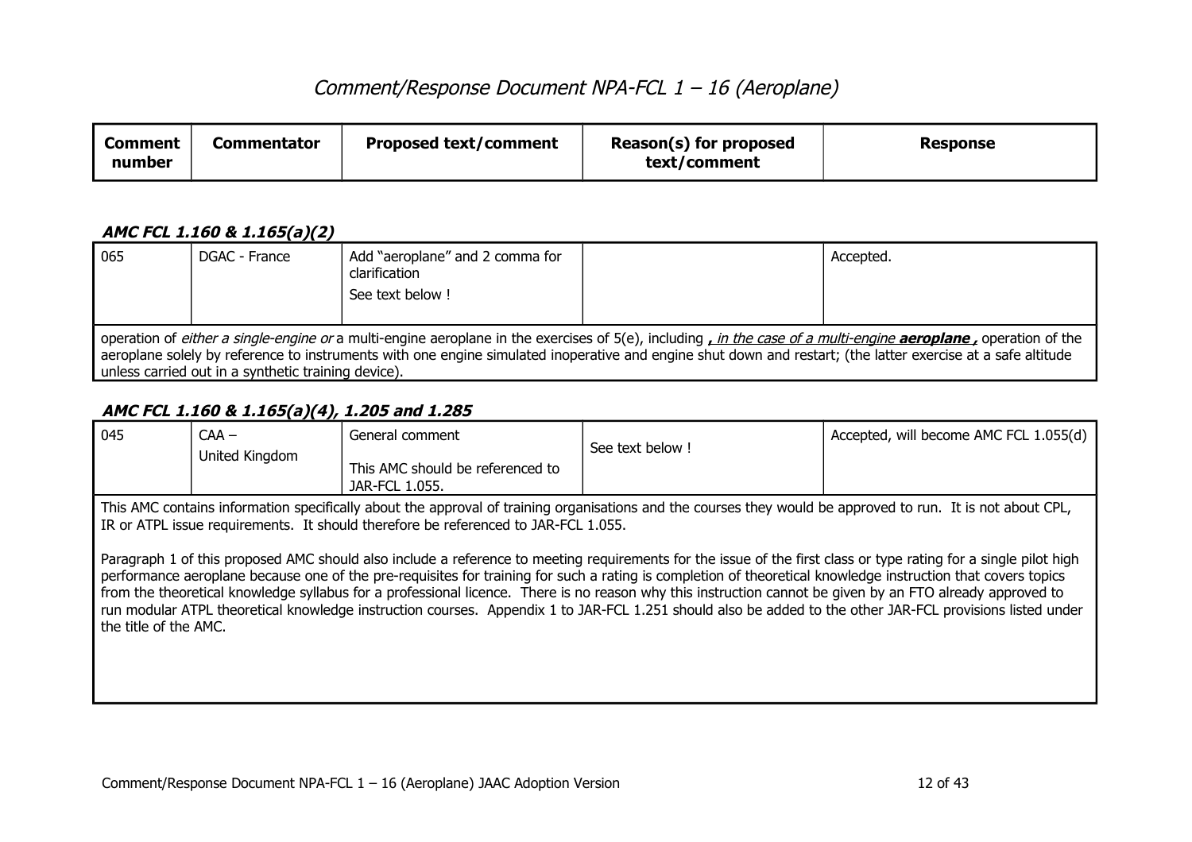# Comment/Response Document NPA-FCL 1 – 16 (Aeroplane)

| Comment number | Commentator | Proposed text/comment | Reason(s) for proposed text/comment | Response |
|---|---|---|---|---|

### AMC FCL 1.160 & 1.165(a)(2)

| Comment number | Commentator | Proposed text/comment | Reason(s) for proposed text/comment | Response |
|---|---|---|---|---|
| 065 | DGAC - France | Add "aeroplane" and 2 comma for clarification<br>See text below ! | | Accepted. |

operation of *either a single-engine or* a multi-engine aeroplane in the exercises of 5(e), including ***, in the case of a multi-engine* aeroplane *,*** operation of the aeroplane solely by reference to instruments with one engine simulated inoperative and engine shut down and restart; (the latter exercise at a safe altitude unless carried out in a synthetic training device).

### AMC FCL 1.160 & 1.165(a)(4), 1.205 and 1.285

| Comment number | Commentator | Proposed text/comment | Reason(s) for proposed text/comment | Response |
|---|---|---|---|---|
| 045 | CAA – United Kingdom | General comment<br>This AMC should be referenced to JAR-FCL 1.055. | See text below ! | Accepted, will become AMC FCL 1.055(d) |

This AMC contains information specifically about the approval of training organisations and the courses they would be approved to run. It is not about CPL, IR or ATPL issue requirements. It should therefore be referenced to JAR-FCL 1.055.

Paragraph 1 of this proposed AMC should also include a reference to meeting requirements for the issue of the first class or type rating for a single pilot high performance aeroplane because one of the pre-requisites for training for such a rating is completion of theoretical knowledge instruction that covers topics from the theoretical knowledge syllabus for a professional licence. There is no reason why this instruction cannot be given by an FTO already approved to run modular ATPL theoretical knowledge instruction courses. Appendix 1 to JAR-FCL 1.251 should also be added to the other JAR-FCL provisions listed under the title of the AMC.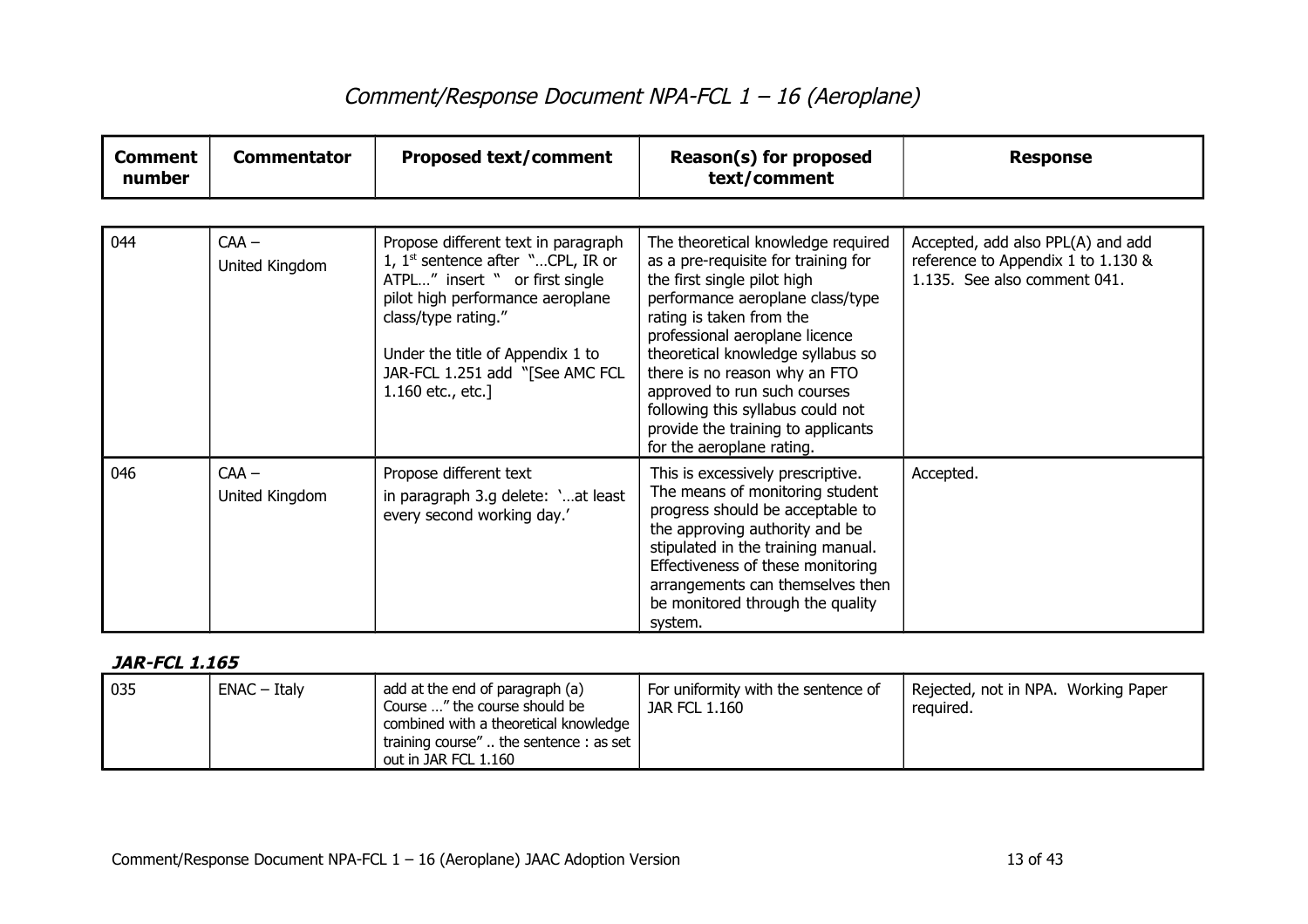# Comment/Response Document NPA-FCL 1 – 16 (Aeroplane)

| Comment number | Commentator | Proposed text/comment | Reason(s) for proposed text/comment | Response |
|---|---|---|---|---|
| 044 | CAA – United Kingdom | Propose different text in paragraph 1, 1st sentence after "…CPL, IR or ATPL…" insert " or first single pilot high performance aeroplane class/type rating."<br><br>Under the title of Appendix 1 to JAR-FCL 1.251 add "[See AMC FCL 1.160 etc., etc.] | The theoretical knowledge required as a pre-requisite for training for the first single pilot high performance aeroplane class/type rating is taken from the professional aeroplane licence theoretical knowledge syllabus so there is no reason why an FTO approved to run such courses following this syllabus could not provide the training to applicants for the aeroplane rating. | Accepted, add also PPL(A) and add reference to Appendix 1 to 1.130 & 1.135. See also comment 041. |
| 046 | CAA – United Kingdom | Propose different text<br>in paragraph 3.g delete: '…at least every second working day.' | This is excessively prescriptive. The means of monitoring student progress should be acceptable to the approving authority and be stipulated in the training manual. Effectiveness of these monitoring arrangements can themselves then be monitored through the quality system. | Accepted. |

***JAR-FCL 1.165***

| Comment number | Commentator | Proposed text/comment | Reason(s) for proposed text/comment | Response |
|---|---|---|---|---|
| 035 | ENAC – Italy | add at the end of paragraph (a) Course …" the course should be combined with a theoretical knowledge training course" .. the sentence : as set out in JAR FCL 1.160 | For uniformity with the sentence of JAR FCL 1.160 | Rejected, not in NPA. Working Paper required. |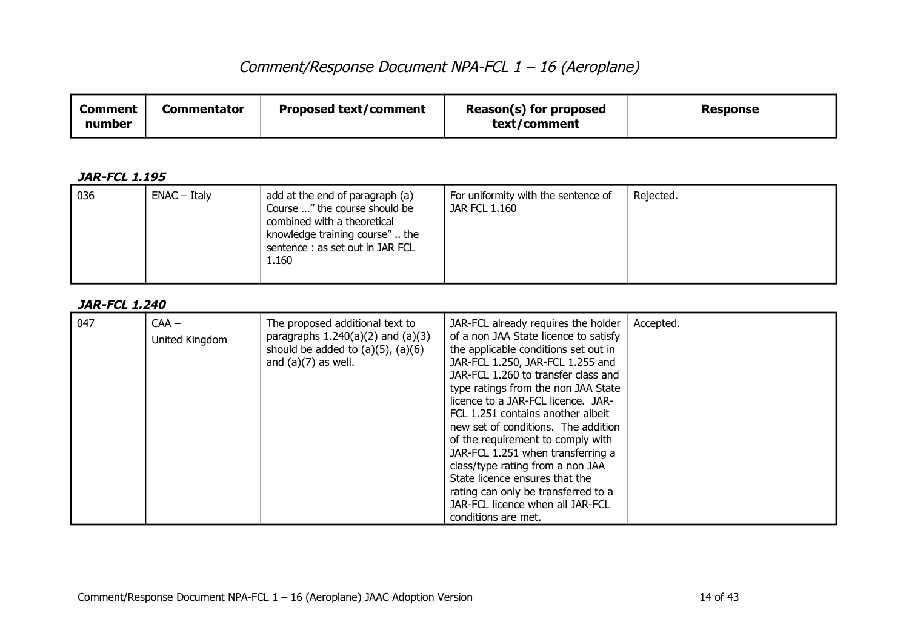# Comment/Response Document NPA-FCL 1 – 16 (Aeroplane)

| Comment number | Commentator | Proposed text/comment | Reason(s) for proposed text/comment | Response |
|---|---|---|---|---|

### *JAR-FCL 1.195*

| Comment number | Commentator | Proposed text/comment | Reason(s) for proposed text/comment | Response |
|---|---|---|---|---|
| 036 | ENAC – Italy | add at the end of paragraph (a) Course …" the course should be combined with a theoretical knowledge training course" .. the sentence : as set out in JAR FCL 1.160 | For uniformity with the sentence of JAR FCL 1.160 | Rejected. |

### *JAR-FCL 1.240*

| Comment number | Commentator | Proposed text/comment | Reason(s) for proposed text/comment | Response |
|---|---|---|---|---|
| 047 | CAA – United Kingdom | The proposed additional text to paragraphs 1.240(a)(2) and (a)(3) should be added to (a)(5), (a)(6) and (a)(7) as well. | JAR-FCL already requires the holder of a non JAA State licence to satisfy the applicable conditions set out in JAR-FCL 1.250, JAR-FCL 1.255 and JAR-FCL 1.260 to transfer class and type ratings from the non JAA State licence to a JAR-FCL licence. JAR-FCL 1.251 contains another albeit new set of conditions. The addition of the requirement to comply with JAR-FCL 1.251 when transferring a class/type rating from a non JAA State licence ensures that the rating can only be transferred to a JAR-FCL licence when all JAR-FCL conditions are met. | Accepted. |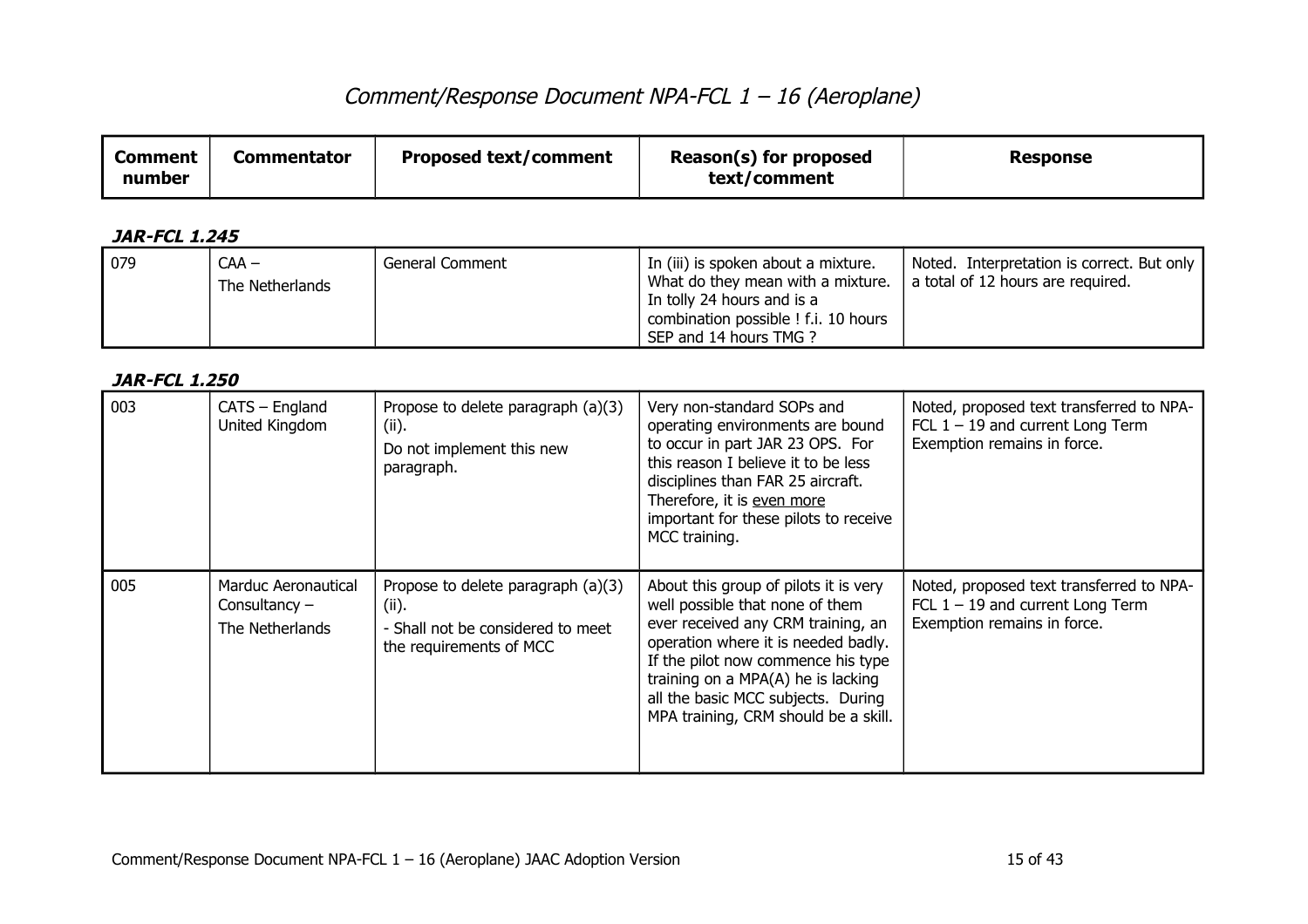# *Comment/Response Document NPA-FCL 1 – 16 (Aeroplane)*

| Comment number | Commentator | Proposed text/comment | Reason(s) for proposed text/comment | Response |
|---|---|---|---|---|

***JAR-FCL 1.245***

| Comment number | Commentator | Proposed text/comment | Reason(s) for proposed text/comment | Response |
|---|---|---|---|---|
| 079 | CAA – The Netherlands | General Comment | In (iii) is spoken about a mixture. What do they mean with a mixture. In tolly 24 hours and is a combination possible ! f.i. 10 hours SEP and 14 hours TMG ? | Noted. Interpretation is correct. But only a total of 12 hours are required. |

***JAR-FCL 1.250***

| Comment number | Commentator | Proposed text/comment | Reason(s) for proposed text/comment | Response |
|---|---|---|---|---|
| 003 | CATS – England United Kingdom | Propose to delete paragraph (a)(3) (ii).<br>Do not implement this new paragraph. | Very non-standard SOPs and operating environments are bound to occur in part JAR 23 OPS. For this reason I believe it to be less disciplines than FAR 25 aircraft. Therefore, it is even more important for these pilots to receive MCC training. | Noted, proposed text transferred to NPA-FCL 1 – 19 and current Long Term Exemption remains in force. |
| 005 | Marduc Aeronautical Consultancy – The Netherlands | Propose to delete paragraph (a)(3) (ii).<br>- Shall not be considered to meet the requirements of MCC | About this group of pilots it is very well possible that none of them ever received any CRM training, an operation where it is needed badly. If the pilot now commence his type training on a MPA(A) he is lacking all the basic MCC subjects. During MPA training, CRM should be a skill. | Noted, proposed text transferred to NPA-FCL 1 – 19 and current Long Term Exemption remains in force. |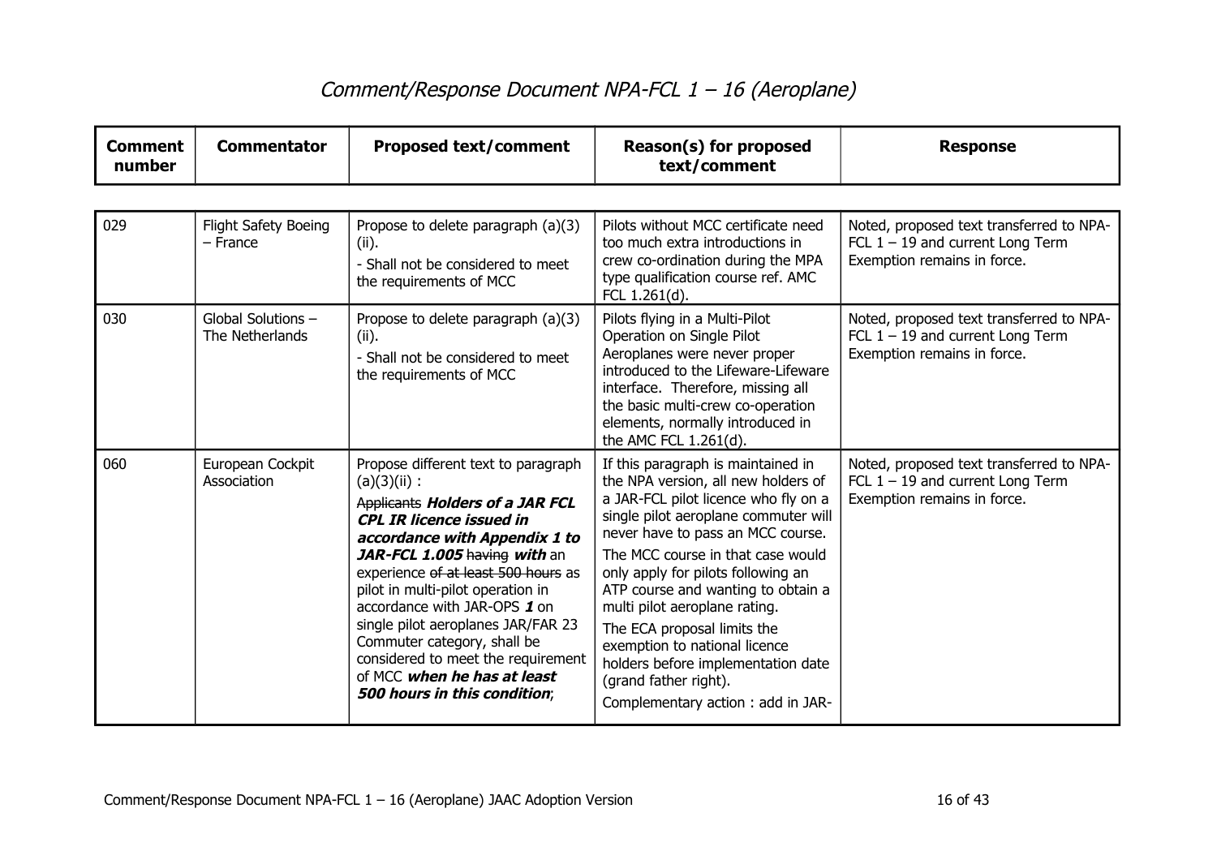# Comment/Response Document NPA-FCL 1 – 16 (Aeroplane)

| Comment number | Commentator | Proposed text/comment | Reason(s) for proposed text/comment | Response |
|---|---|---|---|---|
| 029 | Flight Safety Boeing – France | Propose to delete paragraph (a)(3)(ii).<br>- Shall not be considered to meet the requirements of MCC | Pilots without MCC certificate need too much extra introductions in crew co-ordination during the MPA type qualification course ref. AMC FCL 1.261(d). | Noted, proposed text transferred to NPA-FCL 1 – 19 and current Long Term Exemption remains in force. |
| 030 | Global Solutions – The Netherlands | Propose to delete paragraph (a)(3)(ii).<br>- Shall not be considered to meet the requirements of MCC | Pilots flying in a Multi-Pilot Operation on Single Pilot Aeroplanes were never proper introduced to the Lifeware-Lifeware interface. Therefore, missing all the basic multi-crew co-operation elements, normally introduced in the AMC FCL 1.261(d). | Noted, proposed text transferred to NPA-FCL 1 – 19 and current Long Term Exemption remains in force. |
| 060 | European Cockpit Association | Propose different text to paragraph (a)(3)(ii) :<br>~~Applicants~~ ***Holders of a JAR FCL CPL IR licence issued in accordance with Appendix 1 to JAR-FCL 1.005*** ~~having~~ ***with*** an experience ~~of at least 500 hours~~ as pilot in multi-pilot operation in accordance with JAR-OPS ***1*** on single pilot aeroplanes JAR/FAR 23 Commuter category, shall be considered to meet the requirement of MCC ***when he has at least 500 hours in this condition***; | If this paragraph is maintained in the NPA version, all new holders of a JAR-FCL pilot licence who fly on a single pilot aeroplane commuter will never have to pass an MCC course.<br>The MCC course in that case would only apply for pilots following an ATP course and wanting to obtain a multi pilot aeroplane rating.<br>The ECA proposal limits the exemption to national licence holders before implementation date (grand father right).<br>Complementary action : add in JAR- | Noted, proposed text transferred to NPA-FCL 1 – 19 and current Long Term Exemption remains in force. |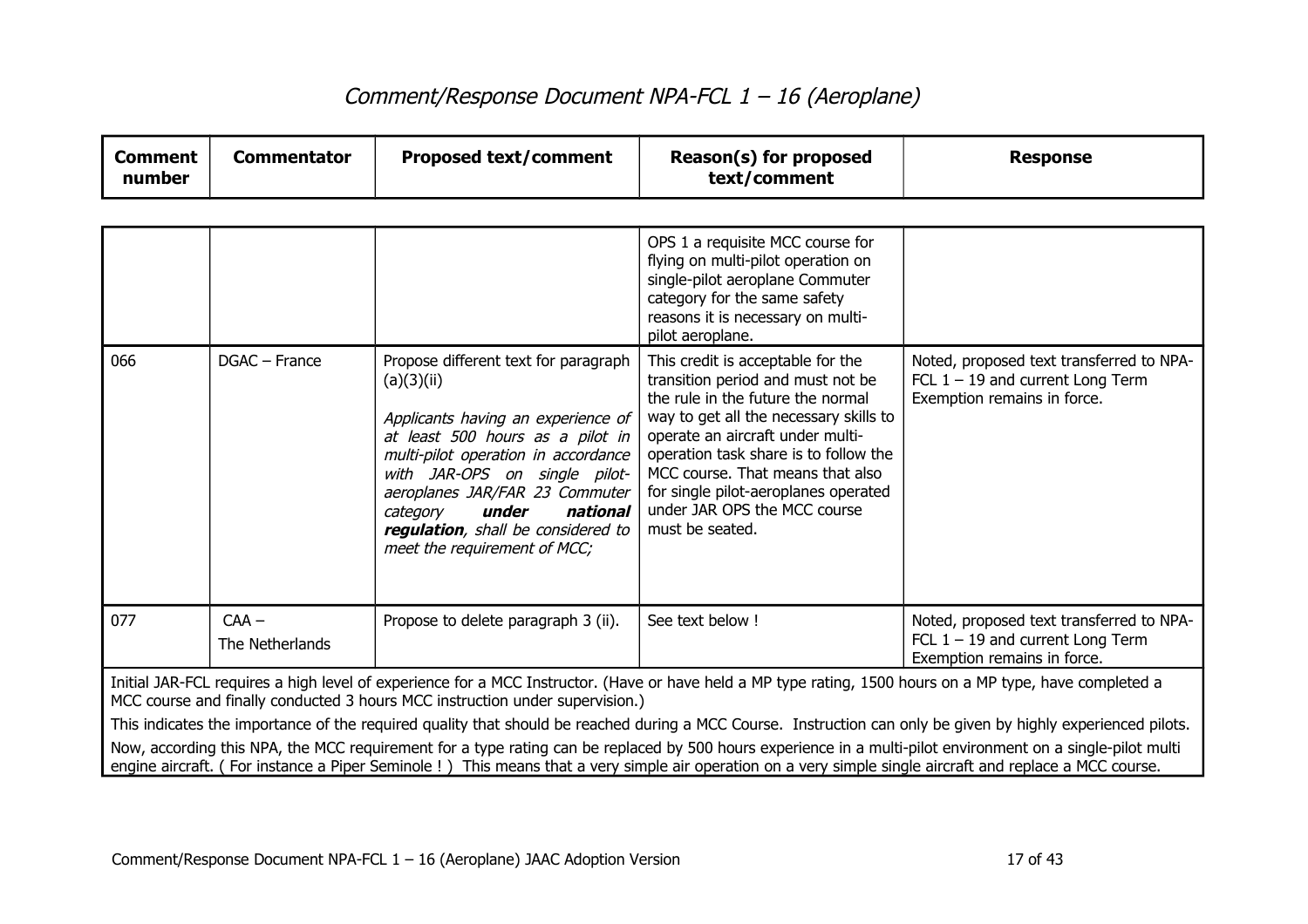# Comment/Response Document NPA-FCL 1 – 16 (Aeroplane)

| Comment number | Commentator | Proposed text/comment | Reason(s) for proposed text/comment | Response |
|---|---|---|---|---|
| | | | OPS 1 a requisite MCC course for flying on multi-pilot operation on single-pilot aeroplane Commuter category for the same safety reasons it is necessary on multi-pilot aeroplane. | |
| 066 | DGAC – France | Propose different text for paragraph (a)(3)(ii)<br><br>*Applicants having an experience of at least 500 hours as a pilot in multi-pilot operation in accordance with JAR-OPS on single pilot-aeroplanes JAR/FAR 23 Commuter category* ***under national regulation****, shall be considered to meet the requirement of MCC;* | This credit is acceptable for the transition period and must not be the rule in the future the normal way to get all the necessary skills to operate an aircraft under multi-operation task share is to follow the MCC course. That means that also for single pilot-aeroplanes operated under JAR OPS the MCC course must be seated. | Noted, proposed text transferred to NPA-FCL 1 – 19 and current Long Term Exemption remains in force. |
| 077 | CAA – The Netherlands | Propose to delete paragraph 3 (ii). | See text below ! | Noted, proposed text transferred to NPA-FCL 1 – 19 and current Long Term Exemption remains in force. |

Initial JAR-FCL requires a high level of experience for a MCC Instructor. (Have or have held a MP type rating, 1500 hours on a MP type, have completed a MCC course and finally conducted 3 hours MCC instruction under supervision.)

This indicates the importance of the required quality that should be reached during a MCC Course. Instruction can only be given by highly experienced pilots.

Now, according this NPA, the MCC requirement for a type rating can be replaced by 500 hours experience in a multi-pilot environment on a single-pilot multi engine aircraft. ( For instance a Piper Seminole ! ) This means that a very simple air operation on a very simple single aircraft and replace a MCC course.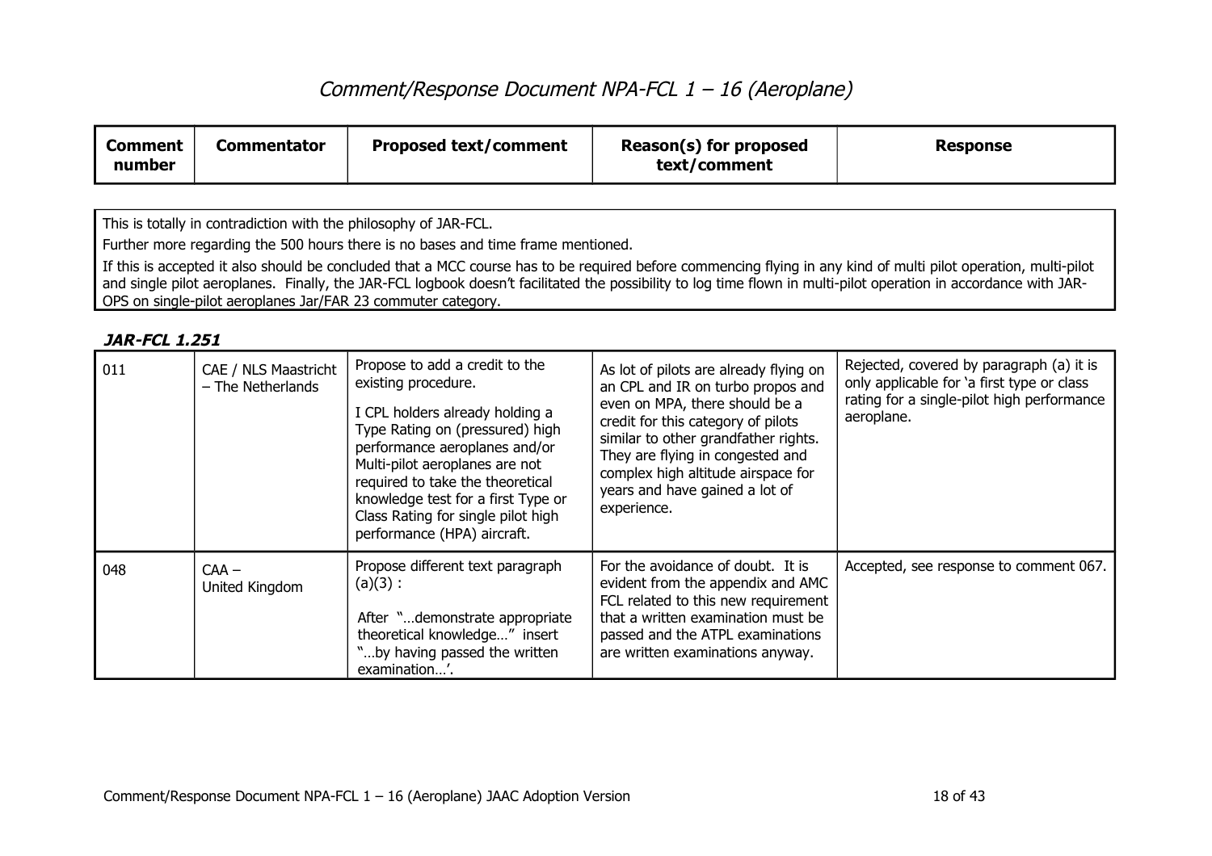# *Comment/Response Document NPA-FCL 1 – 16 (Aeroplane)*

| Comment number | Commentator | Proposed text/comment | Reason(s) for proposed text/comment | Response |
|---|---|---|---|---|

This is totally in contradiction with the philosophy of JAR-FCL.

Further more regarding the 500 hours there is no bases and time frame mentioned.

If this is accepted it also should be concluded that a MCC course has to be required before commencing flying in any kind of multi pilot operation, multi-pilot and single pilot aeroplanes. Finally, the JAR-FCL logbook doesn't facilitated the possibility to log time flown in multi-pilot operation in accordance with JAR-OPS on single-pilot aeroplanes Jar/FAR 23 commuter category.

### *JAR-FCL 1.251*

| Comment number | Commentator | Proposed text/comment | Reason(s) for proposed text/comment | Response |
|---|---|---|---|---|
| 011 | CAE / NLS Maastricht – The Netherlands | Propose to add a credit to the existing procedure.<br><br>I CPL holders already holding a Type Rating on (pressured) high performance aeroplanes and/or Multi-pilot aeroplanes are not required to take the theoretical knowledge test for a first Type or Class Rating for single pilot high performance (HPA) aircraft. | As lot of pilots are already flying on an CPL and IR on turbo propos and even on MPA, there should be a credit for this category of pilots similar to other grandfather rights. They are flying in congested and complex high altitude airspace for years and have gained a lot of experience. | Rejected, covered by paragraph (a) it is only applicable for 'a first type or class rating for a single-pilot high performance aeroplane. |
| 048 | CAA – United Kingdom | Propose different text paragraph (a)(3) :<br><br>After "…demonstrate appropriate theoretical knowledge…" insert "…by having passed the written examination…'. | For the avoidance of doubt. It is evident from the appendix and AMC FCL related to this new requirement that a written examination must be passed and the ATPL examinations are written examinations anyway. | Accepted, see response to comment 067. |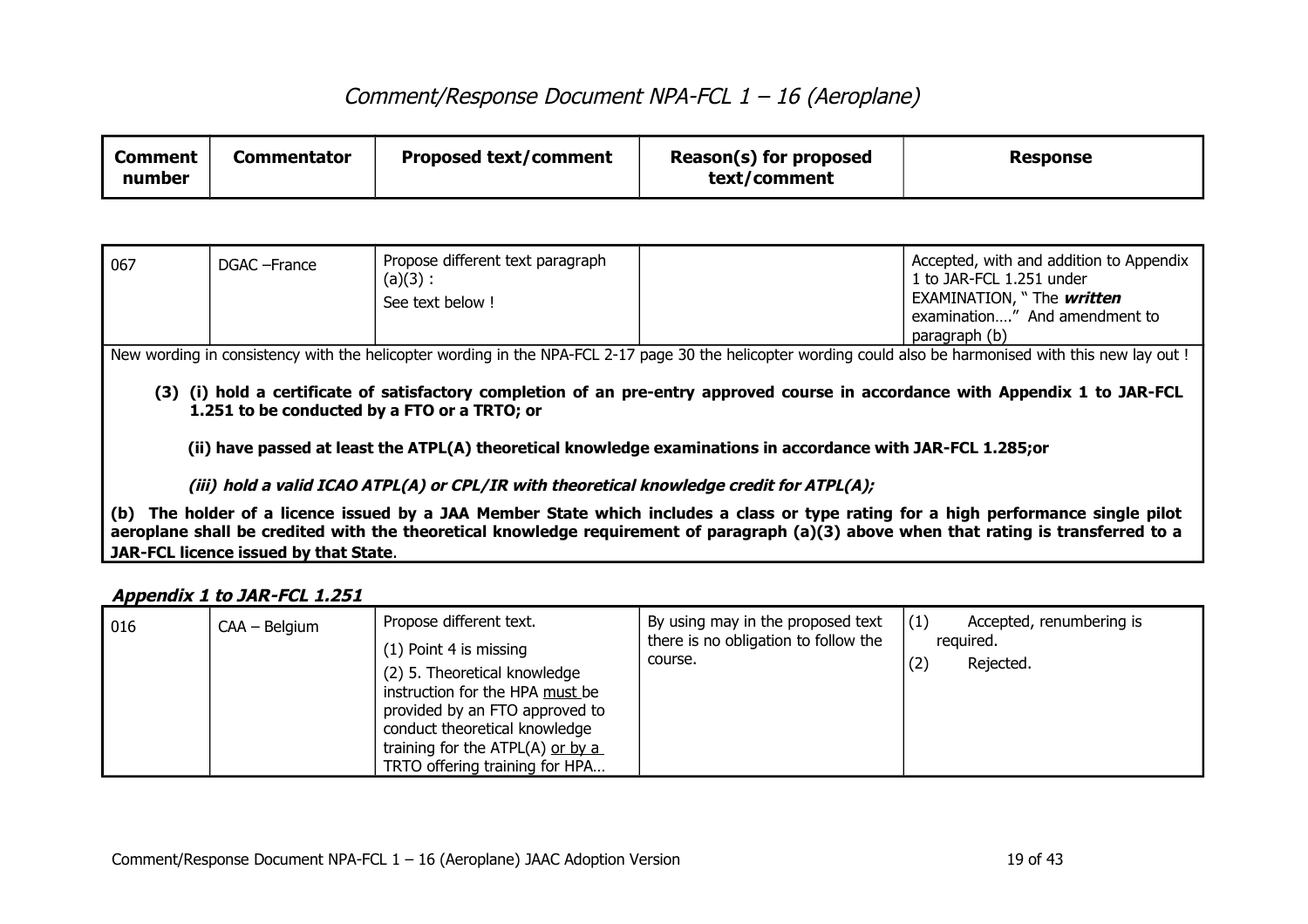# Comment/Response Document NPA-FCL 1 – 16 (Aeroplane)

| Comment number | Commentator | Proposed text/comment | Reason(s) for proposed text/comment | Response |
|---|---|---|---|---|
| 067 | DGAC –France | Propose different text paragraph (a)(3) : See text below ! | | Accepted, with and addition to Appendix 1 to JAR-FCL 1.251 under EXAMINATION, " The ***written*** examination…." And amendment to paragraph (b) |

New wording in consistency with the helicopter wording in the NPA-FCL 2-17 page 30 the helicopter wording could also be harmonised with this new lay out !

**(3) (i) hold a certificate of satisfactory completion of an pre-entry approved course in accordance with Appendix 1 to JAR-FCL 1.251 to be conducted by a FTO or a TRTO; or**

**(ii) have passed at least the ATPL(A) theoretical knowledge examinations in accordance with JAR-FCL 1.285;or**

***(iii) hold a valid ICAO ATPL(A) or CPL/IR with theoretical knowledge credit for ATPL(A);***

**(b) The holder of a licence issued by a JAA Member State which includes a class or type rating for a high performance single pilot aeroplane shall be credited with the theoretical knowledge requirement of paragraph (a)(3) above when that rating is transferred to a JAR-FCL licence issued by that State**.

### *Appendix 1 to JAR-FCL 1.251*

| Comment number | Commentator | Proposed text/comment | Reason(s) for proposed text/comment | Response |
|---|---|---|---|---|
| 016 | CAA – Belgium | Propose different text.<br>(1) Point 4 is missing<br>(2) 5. Theoretical knowledge instruction for the HPA must be provided by an FTO approved to conduct theoretical knowledge training for the ATPL(A) or by a TRTO offering training for HPA… | By using may in the proposed text there is no obligation to follow the course. | (1) Accepted, renumbering is required.<br>(2) Rejected. |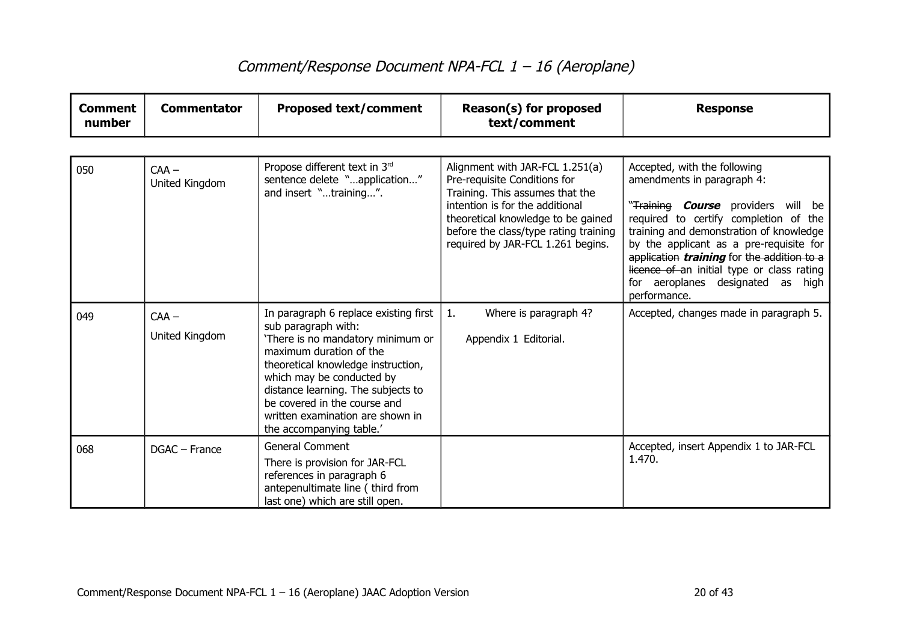# Comment/Response Document NPA-FCL 1 – 16 (Aeroplane)

| Comment number | Commentator | Proposed text/comment | Reason(s) for proposed text/comment | Response |
|---|---|---|---|---|
| 050 | CAA – United Kingdom | Propose different text in 3rd sentence delete "…application…" and insert "…training…". | Alignment with JAR-FCL 1.251(a) Pre-requisite Conditions for Training. This assumes that the intention is for the additional theoretical knowledge to be gained before the class/type rating training required by JAR-FCL 1.261 begins. | Accepted, with the following amendments in paragraph 4:<br><br>"~~Training~~ ***Course*** providers will be required to certify completion of the training and demonstration of knowledge by the applicant as a pre-requisite for ~~application~~ ***training*** for ~~the addition to a licence of~~ an initial type or class rating for aeroplanes designated as high performance. |
| 049 | CAA – United Kingdom | In paragraph 6 replace existing first sub paragraph with:<br>'There is no mandatory minimum or maximum duration of the theoretical knowledge instruction, which may be conducted by distance learning. The subjects to be covered in the course and written examination are shown in the accompanying table.' | 1. Where is paragraph 4?<br><br>Appendix 1 Editorial. | Accepted, changes made in paragraph 5. |
| 068 | DGAC – France | General Comment<br>There is provision for JAR-FCL references in paragraph 6 antepenultimate line ( third from last one) which are still open. | | Accepted, insert Appendix 1 to JAR-FCL 1.470. |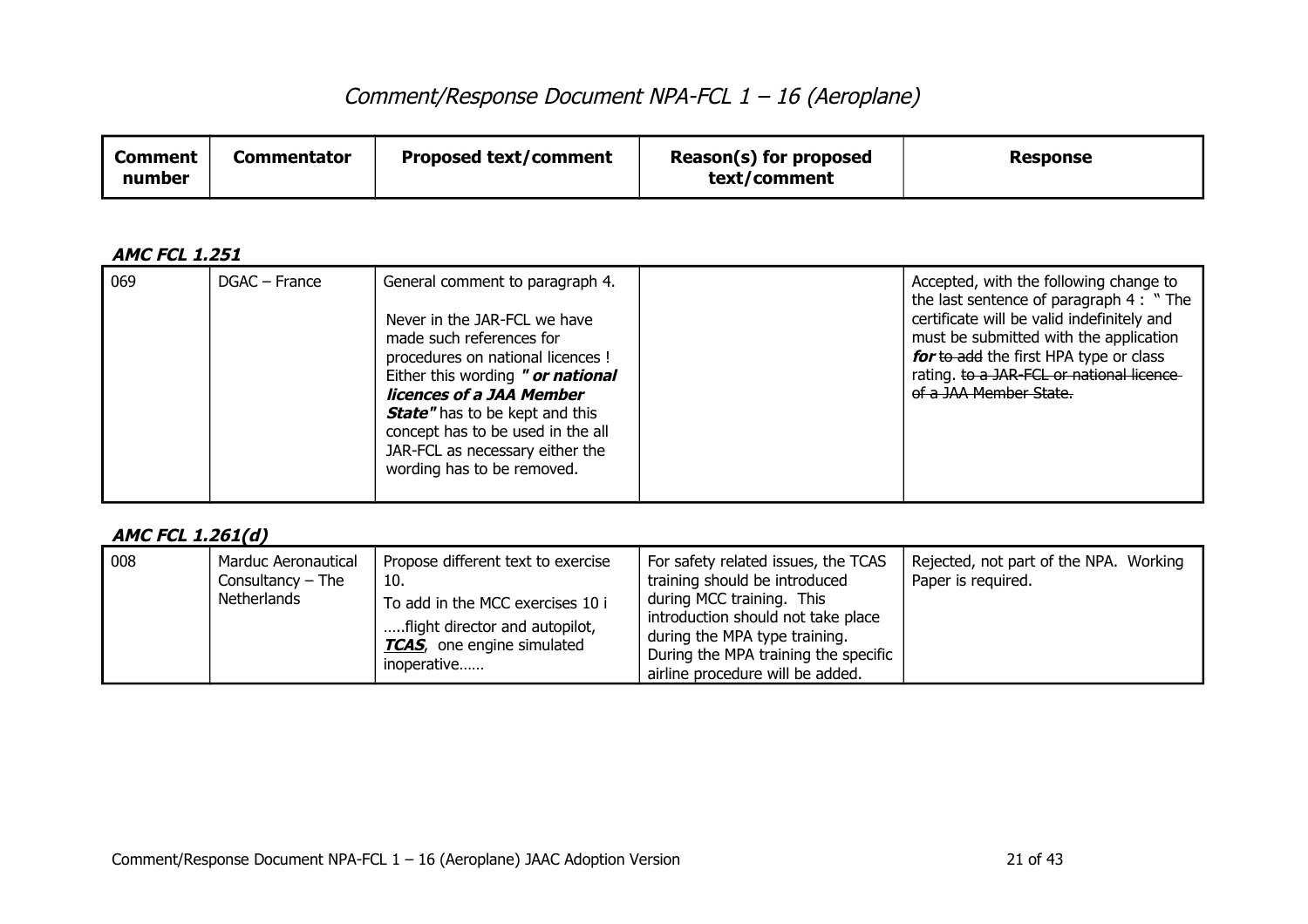# Comment/Response Document NPA-FCL 1 – 16 (Aeroplane)

| Comment number | Commentator | Proposed text/comment | Reason(s) for proposed text/comment | Response |
|---|---|---|---|---|

### AMC FCL 1.251

| Comment number | Commentator | Proposed text/comment | Reason(s) for proposed text/comment | Response |
|---|---|---|---|---|
| 069 | DGAC – France | General comment to paragraph 4.<br><br>Never in the JAR-FCL we have made such references for procedures on national licences ! Either this wording ***" or national licences of a JAA Member State"*** has to be kept and this concept has to be used in the all JAR-FCL as necessary either the wording has to be removed. | | Accepted, with the following change to the last sentence of paragraph 4 : " The certificate will be valid indefinitely and must be submitted with the application ***for*** ~~to add~~ the first HPA type or class rating. ~~to a JAR-FCL or national licence of a JAA Member State.~~ |

### AMC FCL 1.261(d)

| Comment number | Commentator | Proposed text/comment | Reason(s) for proposed text/comment | Response |
|---|---|---|---|---|
| 008 | Marduc Aeronautical Consultancy – The Netherlands | Propose different text to exercise 10.<br>To add in the MCC exercises 10 i<br>…..flight director and autopilot, ***TCAS***, one engine simulated inoperative…… | For safety related issues, the TCAS training should be introduced during MCC training. This introduction should not take place during the MPA type training. During the MPA training the specific airline procedure will be added. | Rejected, not part of the NPA. Working Paper is required. |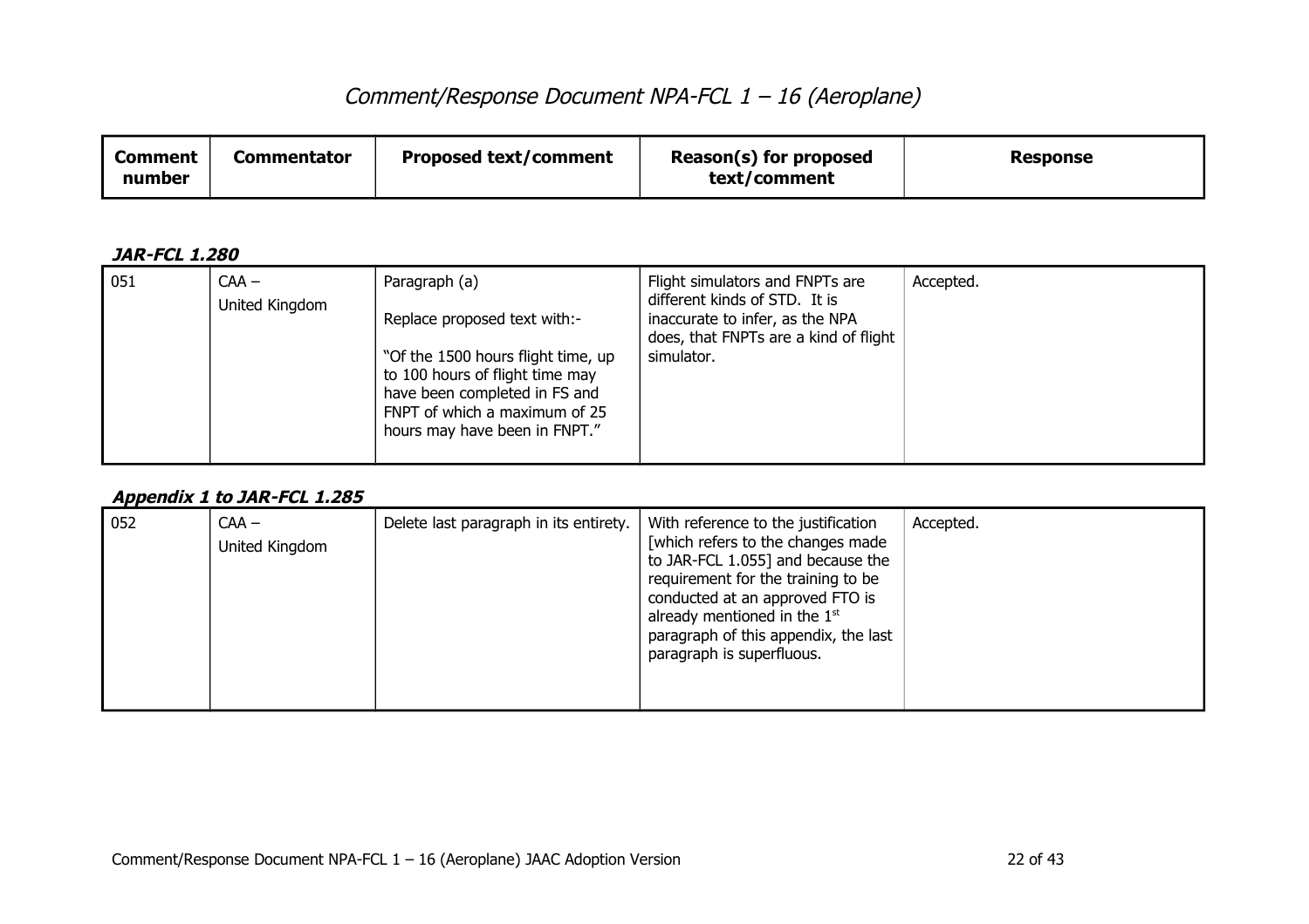# *Comment/Response Document NPA-FCL 1 – 16 (Aeroplane)*

| Comment number | Commentator | Proposed text/comment | Reason(s) for proposed text/comment | Response |
|---|---|---|---|---|

### *JAR-FCL 1.280*

| Comment number | Commentator | Proposed text/comment | Reason(s) for proposed text/comment | Response |
|---|---|---|---|---|
| 051 | CAA – United Kingdom | Paragraph (a)<br><br>Replace proposed text with:-<br><br>"Of the 1500 hours flight time, up to 100 hours of flight time may have been completed in FS and FNPT of which a maximum of 25 hours may have been in FNPT." | Flight simulators and FNPTs are different kinds of STD. It is inaccurate to infer, as the NPA does, that FNPTs are a kind of flight simulator. | Accepted. |

### *Appendix 1 to JAR-FCL 1.285*

| Comment number | Commentator | Proposed text/comment | Reason(s) for proposed text/comment | Response |
|---|---|---|---|---|
| 052 | CAA – United Kingdom | Delete last paragraph in its entirety. | With reference to the justification [which refers to the changes made to JAR-FCL 1.055] and because the requirement for the training to be conducted at an approved FTO is already mentioned in the 1st paragraph of this appendix, the last paragraph is superfluous. | Accepted. |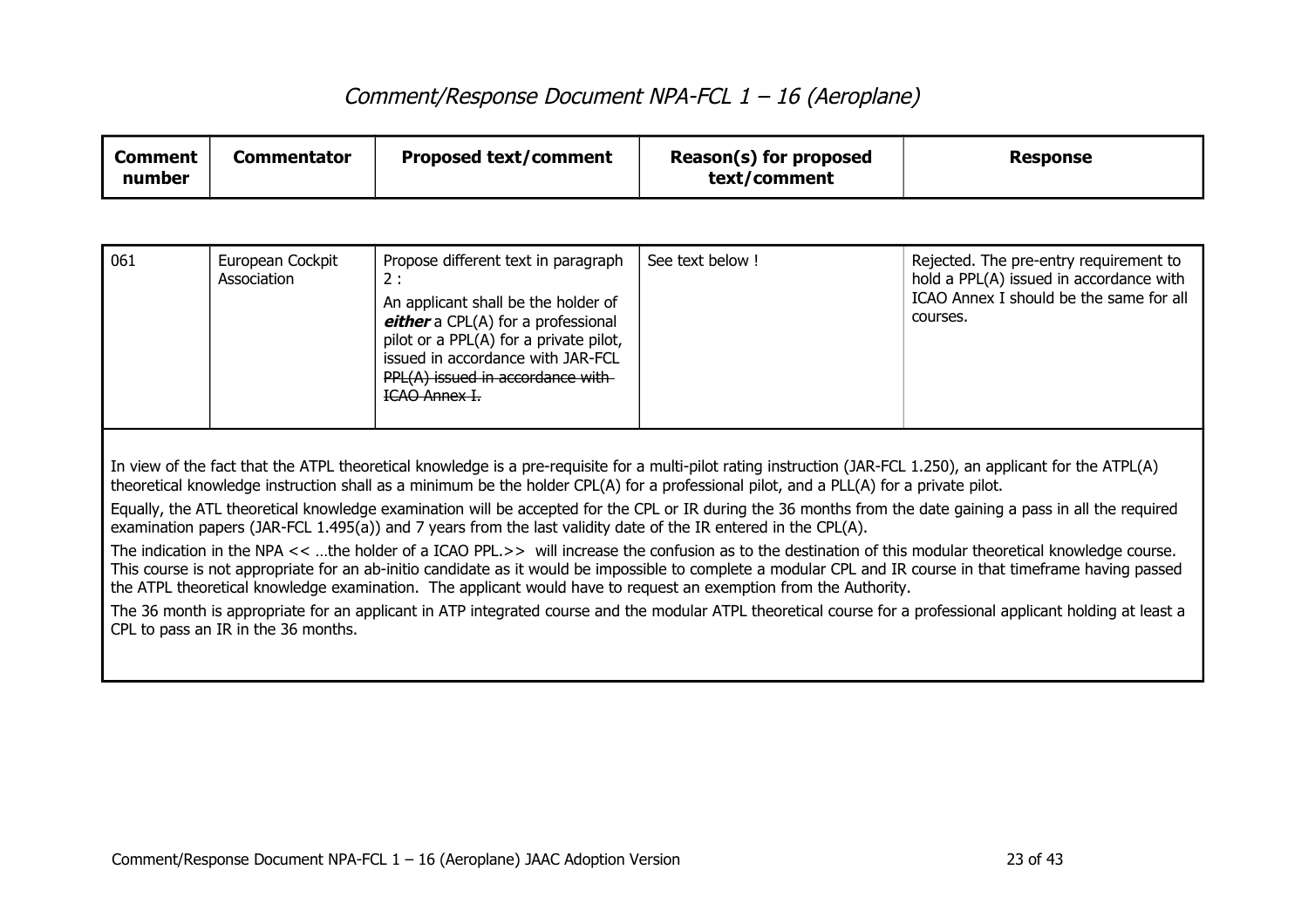# *Comment/Response Document NPA-FCL 1 – 16 (Aeroplane)*

| Comment number | Commentator | Proposed text/comment | Reason(s) for proposed text/comment | Response |
|---|---|---|---|---|
| 061 | European Cockpit Association | Propose different text in paragraph 2 :<br>An applicant shall be the holder of ***either*** a CPL(A) for a professional pilot or a PPL(A) for a private pilot, issued in accordance with JAR-FCL ~~PPL(A) issued in accordance with ICAO Annex I.~~ | See text below ! | Rejected. The pre-entry requirement to hold a PPL(A) issued in accordance with ICAO Annex I should be the same for all courses. |

In view of the fact that the ATPL theoretical knowledge is a pre-requisite for a multi-pilot rating instruction (JAR-FCL 1.250), an applicant for the ATPL(A) theoretical knowledge instruction shall as a minimum be the holder CPL(A) for a professional pilot, and a PLL(A) for a private pilot.

Equally, the ATL theoretical knowledge examination will be accepted for the CPL or IR during the 36 months from the date gaining a pass in all the required examination papers (JAR-FCL 1.495(a)) and 7 years from the last validity date of the IR entered in the CPL(A).

The indication in the NPA << …the holder of a ICAO PPL.>> will increase the confusion as to the destination of this modular theoretical knowledge course. This course is not appropriate for an ab-initio candidate as it would be impossible to complete a modular CPL and IR course in that timeframe having passed the ATPL theoretical knowledge examination. The applicant would have to request an exemption from the Authority.

The 36 month is appropriate for an applicant in ATP integrated course and the modular ATPL theoretical course for a professional applicant holding at least a CPL to pass an IR in the 36 months.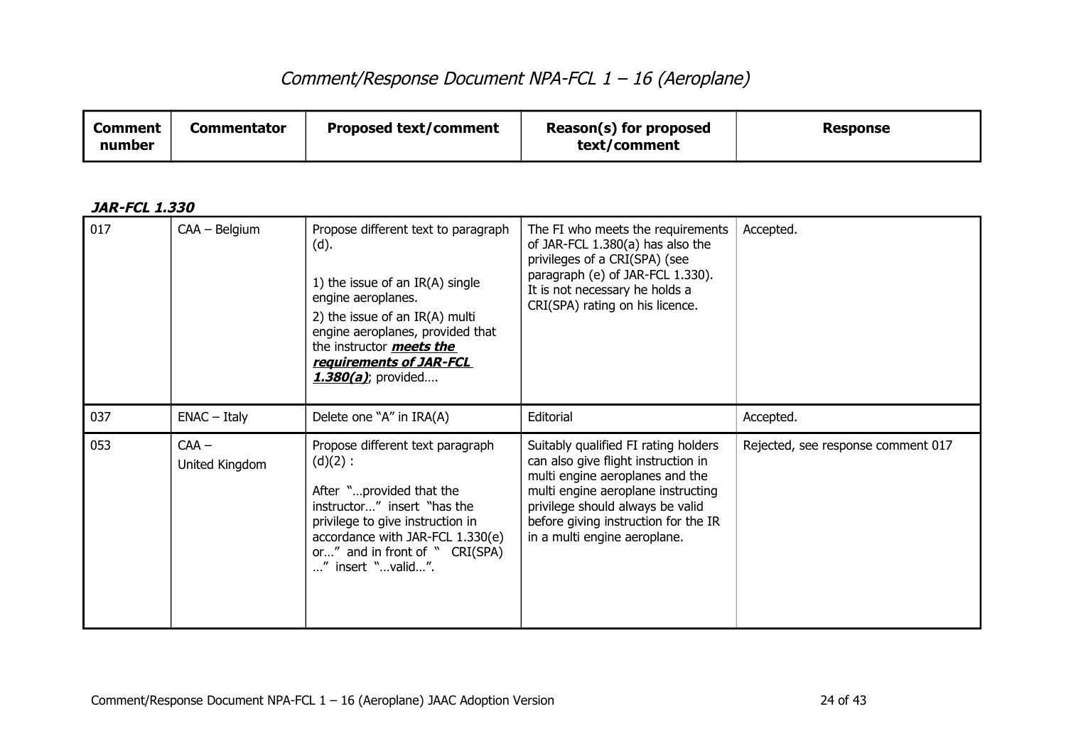| Comment number | Commentator | Proposed text/comment | Reason(s) for proposed text/comment | Response |
|---|---|---|---|---|

***JAR-FCL 1.330***

| Comment number | Commentator | Proposed text/comment | Reason(s) for proposed text/comment | Response |
|---|---|---|---|---|
| 017 | CAA – Belgium | Propose different text to paragraph (d).<br><br>1) the issue of an IR(A) single engine aeroplanes.<br>2) the issue of an IR(A) multi engine aeroplanes, provided that the instructor ***<u>meets the requirements of JAR-FCL 1.380(a)</u>***; provided…. | The FI who meets the requirements of JAR-FCL 1.380(a) has also the privileges of a CRI(SPA) (see paragraph (e) of JAR-FCL 1.330). It is not necessary he holds a CRI(SPA) rating on his licence. | Accepted. |
| 037 | ENAC – Italy | Delete one "A" in IRA(A) | Editorial | Accepted. |
| 053 | CAA – United Kingdom | Propose different text paragraph (d)(2) :<br><br>After "…provided that the instructor…" insert "has the privilege to give instruction in accordance with JAR-FCL 1.330(e) or…" and in front of " CRI(SPA) …" insert "…valid…". | Suitably qualified FI rating holders can also give flight instruction in multi engine aeroplanes and the multi engine aeroplane instructing privilege should always be valid before giving instruction for the IR in a multi engine aeroplane. | Rejected, see response comment 017 |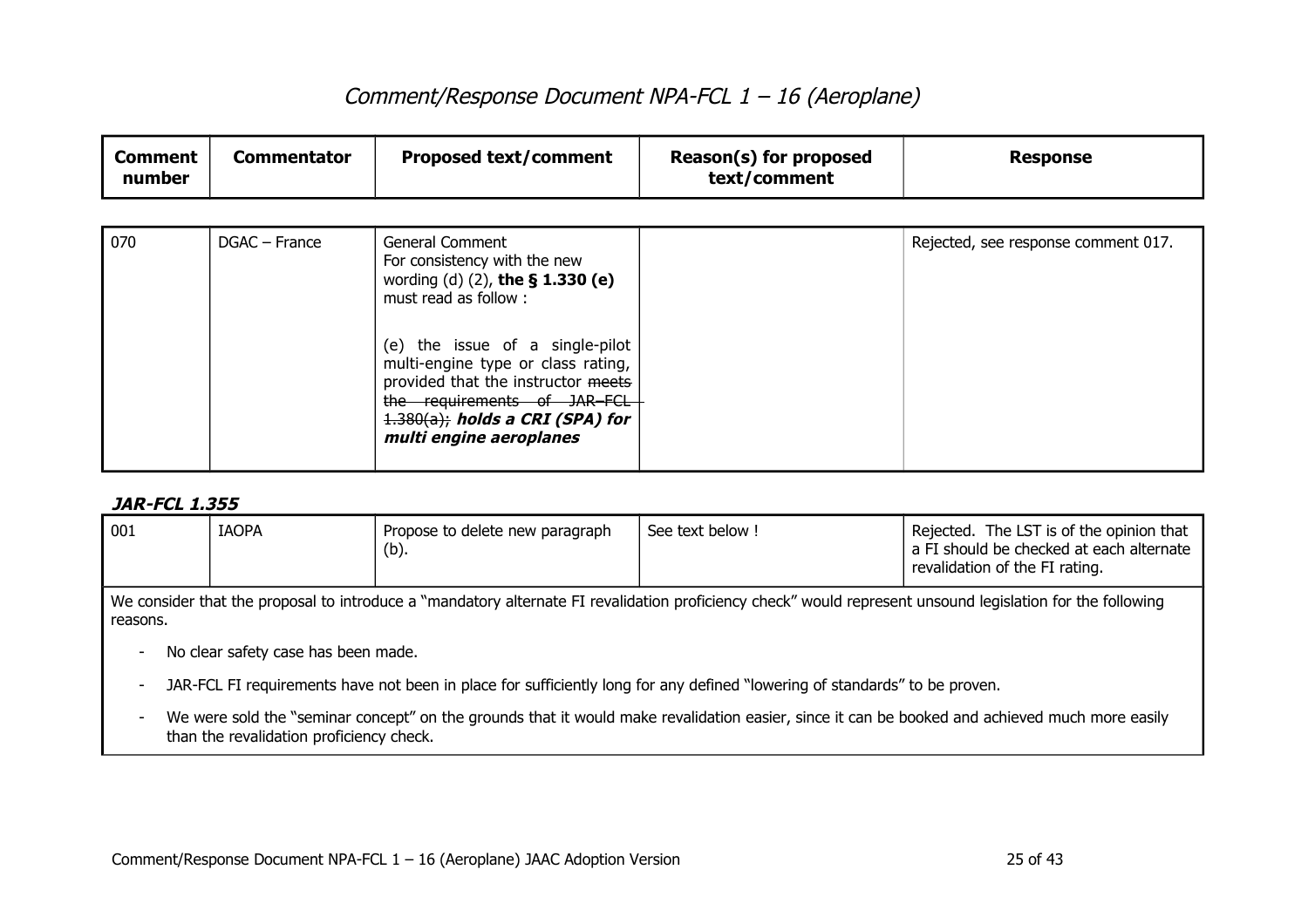# Comment/Response Document NPA-FCL 1 – 16 (Aeroplane)

| Comment number | Commentator | Proposed text/comment | Reason(s) for proposed text/comment | Response |
|---|---|---|---|---|
| 070 | DGAC – France | General Comment<br>For consistency with the new wording (d) (2), **the § 1.330 (e)** must read as follow :<br><br>(e) the issue of a single-pilot multi-engine type or class rating, provided that the instructor ~~meets the requirements of JAR–FCL 1.380(a);~~ ***holds a CRI (SPA) for multi engine aeroplanes*** | | Rejected, see response comment 017. |

***JAR-FCL 1.355***

| Comment number | Commentator | Proposed text/comment | Reason(s) for proposed text/comment | Response |
|---|---|---|---|---|
| 001 | IAOPA | Propose to delete new paragraph (b). | See text below ! | Rejected. The LST is of the opinion that a FI should be checked at each alternate revalidation of the FI rating. |

We consider that the proposal to introduce a "mandatory alternate FI revalidation proficiency check" would represent unsound legislation for the following reasons.

- No clear safety case has been made.
- JAR-FCL FI requirements have not been in place for sufficiently long for any defined "lowering of standards" to be proven.
- We were sold the "seminar concept" on the grounds that it would make revalidation easier, since it can be booked and achieved much more easily than the revalidation proficiency check.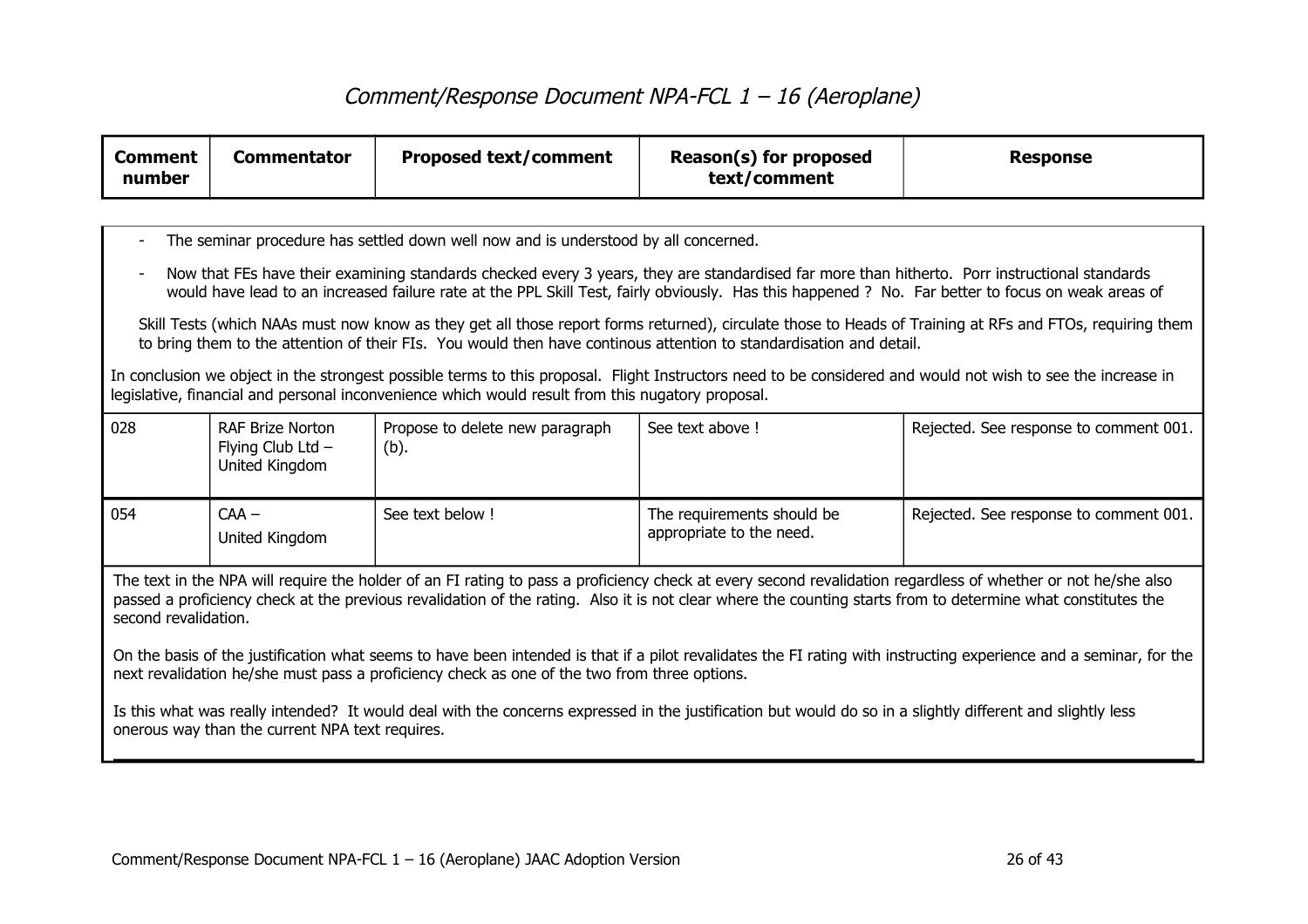# Comment/Response Document NPA-FCL 1 – 16 (Aeroplane)

| Comment number | Commentator | Proposed text/comment | Reason(s) for proposed text/comment | Response |
|---|---|---|---|---|

- The seminar procedure has settled down well now and is understood by all concerned.
- Now that FEs have their examining standards checked every 3 years, they are standardised far more than hitherto. Porr instructional standards would have lead to an increased failure rate at the PPL Skill Test, fairly obviously. Has this happened ? No. Far better to focus on weak areas of

Skill Tests (which NAAs must now know as they get all those report forms returned), circulate those to Heads of Training at RFs and FTOs, requiring them to bring them to the attention of their FIs. You would then have continous attention to standardisation and detail.

In conclusion we object in the strongest possible terms to this proposal. Flight Instructors need to be considered and would not wish to see the increase in legislative, financial and personal inconvenience which would result from this nugatory proposal.

| Comment number | Commentator | Proposed text/comment | Reason(s) for proposed text/comment | Response |
|---|---|---|---|---|
| 028 | RAF Brize Norton Flying Club Ltd – United Kingdom | Propose to delete new paragraph (b). | See text above ! | Rejected. See response to comment 001. |
| 054 | CAA – United Kingdom | See text below ! | The requirements should be appropriate to the need. | Rejected. See response to comment 001. |

The text in the NPA will require the holder of an FI rating to pass a proficiency check at every second revalidation regardless of whether or not he/she also passed a proficiency check at the previous revalidation of the rating. Also it is not clear where the counting starts from to determine what constitutes the second revalidation.

On the basis of the justification what seems to have been intended is that if a pilot revalidates the FI rating with instructing experience and a seminar, for the next revalidation he/she must pass a proficiency check as one of the two from three options.

Is this what was really intended? It would deal with the concerns expressed in the justification but would do so in a slightly different and slightly less onerous way than the current NPA text requires.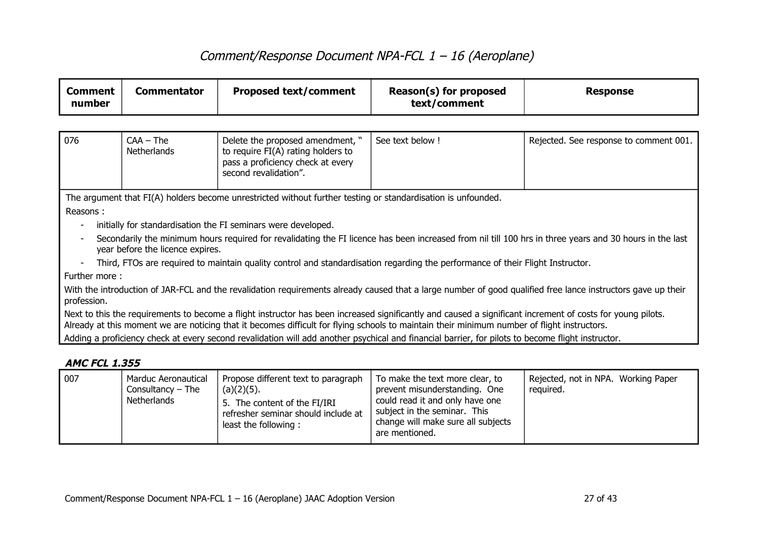| Comment number | Commentator | Proposed text/comment | Reason(s) for proposed text/comment | Response |
|---|---|---|---|---|
| 076 | CAA – The Netherlands | Delete the proposed amendment, " to require FI(A) rating holders to pass a proficiency check at every second revalidation". | See text below ! | Rejected. See response to comment 001. |

The argument that FI(A) holders become unrestricted without further testing or standardisation is unfounded.

Reasons :

- initially for standardisation the FI seminars were developed.
- Secondarily the minimum hours required for revalidating the FI licence has been increased from nil till 100 hrs in three years and 30 hours in the last year before the licence expires.
- Third, FTOs are required to maintain quality control and standardisation regarding the performance of their Flight Instructor.

Further more :

With the introduction of JAR-FCL and the revalidation requirements already caused that a large number of good qualified free lance instructors gave up their profession.

Next to this the requirements to become a flight instructor has been increased significantly and caused a significant increment of costs for young pilots. Already at this moment we are noticing that it becomes difficult for flying schools to maintain their minimum number of flight instructors.

Adding a proficiency check at every second revalidation will add another psychical and financial barrier, for pilots to become flight instructor.

### *AMC FCL 1.355*

| Comment number | Commentator | Proposed text/comment | Reason(s) for proposed text/comment | Response |
|---|---|---|---|---|
| 007 | Marduc Aeronautical Consultancy – The Netherlands | Propose different text to paragraph (a)(2)(5).<br>5. The content of the FI/IRI refresher seminar should include at least the following : | To make the text more clear, to prevent misunderstanding. One could read it and only have one subject in the seminar. This change will make sure all subjects are mentioned. | Rejected, not in NPA. Working Paper required. |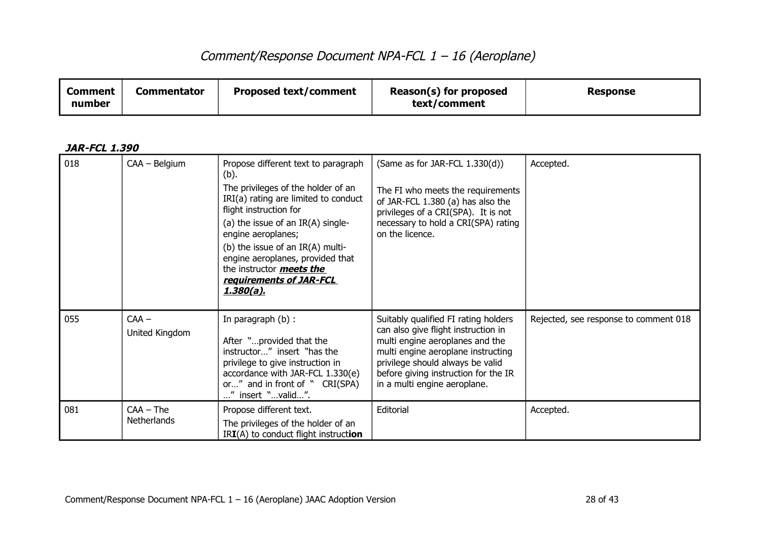# Comment/Response Document NPA-FCL 1 – 16 (Aeroplane)

| Comment number | Commentator | Proposed text/comment | Reason(s) for proposed text/comment | Response |
|---|---|---|---|---|

***JAR-FCL 1.390***

| Comment number | Commentator | Proposed text/comment | Reason(s) for proposed text/comment | Response |
|---|---|---|---|---|
| 018 | CAA – Belgium | Propose different text to paragraph (b).<br>The privileges of the holder of an IRI(a) rating are limited to conduct flight instruction for<br>(a) the issue of an IR(A) single-engine aeroplanes;<br>(b) the issue of an IR(A) multi-engine aeroplanes, provided that the instructor ***meets the requirements of JAR-FCL 1.380(a).*** | (Same as for JAR-FCL 1.330(d))<br><br>The FI who meets the requirements of JAR-FCL 1.380 (a) has also the privileges of a CRI(SPA). It is not necessary to hold a CRI(SPA) rating on the licence. | Accepted. |
| 055 | CAA – United Kingdom | In paragraph (b) :<br><br>After "…provided that the instructor…" insert "has the privilege to give instruction in accordance with JAR-FCL 1.330(e) or…" and in front of " CRI(SPA) …" insert "…valid…". | Suitably qualified FI rating holders can also give flight instruction in multi engine aeroplanes and the multi engine aeroplane instructing privilege should always be valid before giving instruction for the IR in a multi engine aeroplane. | Rejected, see response to comment 018 |
| 081 | CAA – The Netherlands | Propose different text.<br>The privileges of the holder of an IR**I**(A) to conduct flight instruct**ion** | Editorial | Accepted. |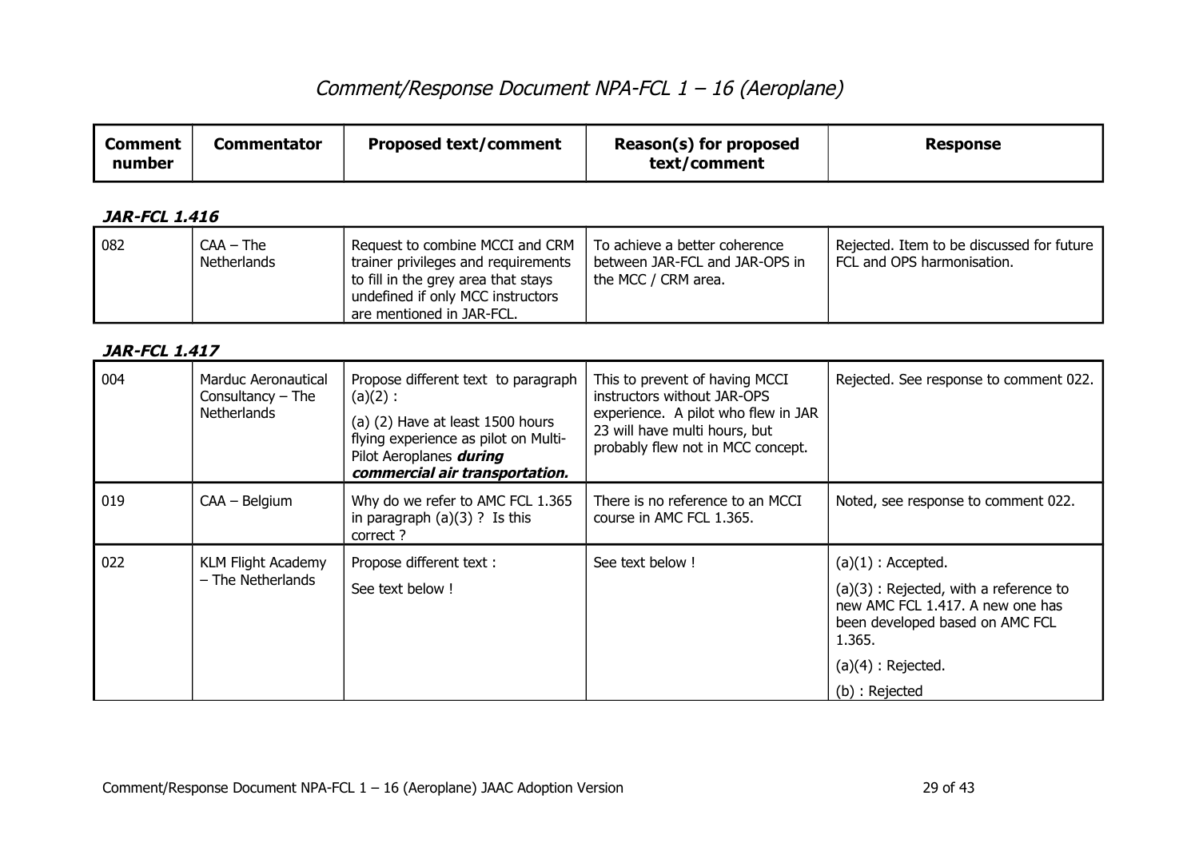# *Comment/Response Document NPA-FCL 1 – 16 (Aeroplane)*

| Comment number | Commentator | Proposed text/comment | Reason(s) for proposed text/comment | Response |
|---|---|---|---|---|

***JAR-FCL 1.416***

| Comment number | Commentator | Proposed text/comment | Reason(s) for proposed text/comment | Response |
|---|---|---|---|---|
| 082 | CAA – The Netherlands | Request to combine MCCI and CRM trainer privileges and requirements to fill in the grey area that stays undefined if only MCC instructors are mentioned in JAR-FCL. | To achieve a better coherence between JAR-FCL and JAR-OPS in the MCC / CRM area. | Rejected. Item to be discussed for future FCL and OPS harmonisation. |

***JAR-FCL 1.417***

| Comment number | Commentator | Proposed text/comment | Reason(s) for proposed text/comment | Response |
|---|---|---|---|---|
| 004 | Marduc Aeronautical Consultancy – The Netherlands | Propose different text to paragraph (a)(2) :<br><br>(a) (2) Have at least 1500 hours flying experience as pilot on Multi-Pilot Aeroplanes ***during commercial air transportation.*** | This to prevent of having MCCI instructors without JAR-OPS experience. A pilot who flew in JAR 23 will have multi hours, but probably flew not in MCC concept. | Rejected. See response to comment 022. |
| 019 | CAA – Belgium | Why do we refer to AMC FCL 1.365 in paragraph (a)(3) ? Is this correct ? | There is no reference to an MCCI course in AMC FCL 1.365. | Noted, see response to comment 022. |
| 022 | KLM Flight Academy – The Netherlands | Propose different text :<br><br>See text below ! | See text below ! | (a)(1) : Accepted.<br><br>(a)(3) : Rejected, with a reference to new AMC FCL 1.417. A new one has been developed based on AMC FCL 1.365.<br><br>(a)(4) : Rejected.<br><br>(b) : Rejected |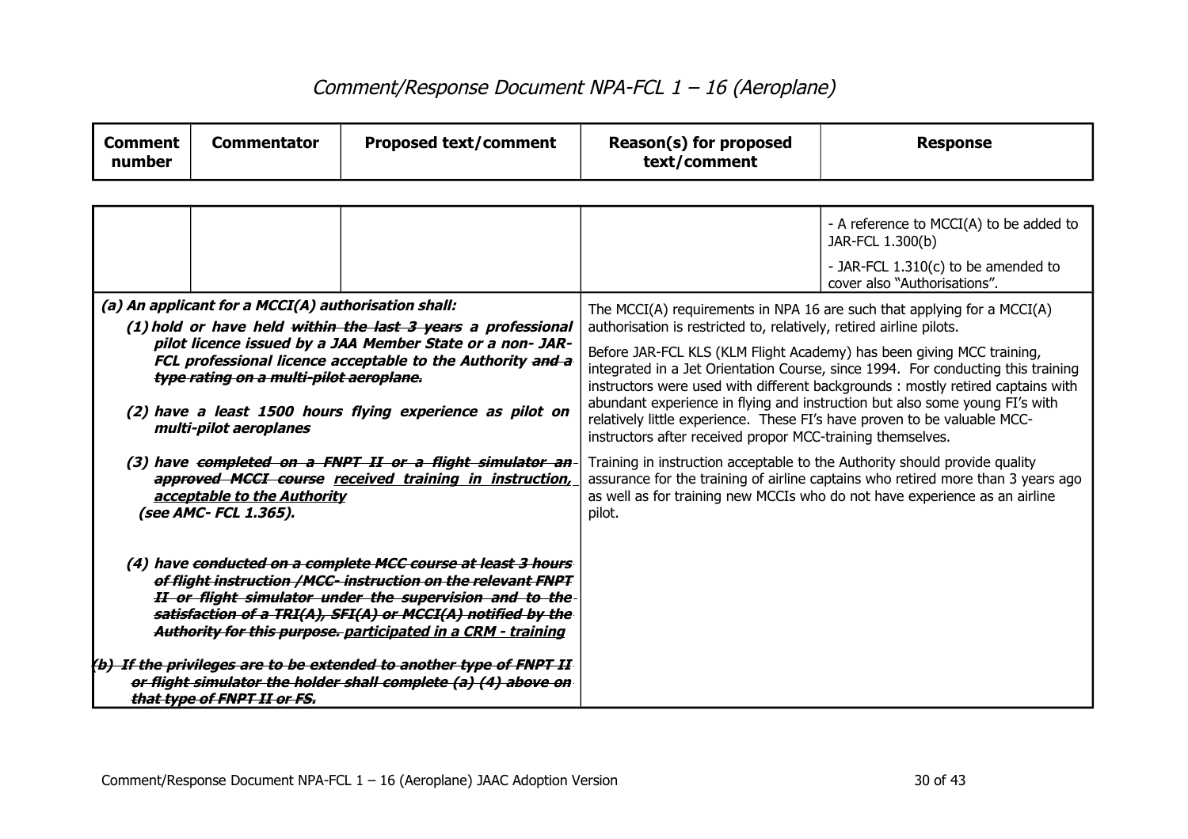# Comment/Response Document NPA-FCL 1 – 16 (Aeroplane)

| Comment number | Commentator | Proposed text/comment | Reason(s) for proposed text/comment | Response |
|---|---|---|---|---|
| | | | | - A reference to MCCI(A) to be added to JAR-FCL 1.300(b)<br>- JAR-FCL 1.310(c) to be amended to cover also "Authorisations". |
| ***(a) An applicant for a MCCI(A) authorisation shall:***<br>***(1) hold or have held ~~within the last 3 years~~ a professional pilot licence issued by a JAA Member State or a non- JAR-FCL professional licence acceptable to the Authority ~~and a type rating on a multi-pilot aeroplane.~~***<br>***(2) have a least 1500 hours flying experience as pilot on multi-pilot aeroplanes***<br>***(3) have ~~completed on a FNPT II or a flight simulator an approved MCCI course~~ <u>received training in instruction, acceptable to the Authority</u> (see AMC- FCL 1.365).***<br>***(4) have ~~conducted on a complete MCC course at least 3 hours of flight instruction /MCC- instruction on the relevant FNPT II or flight simulator under the supervision and to the satisfaction of a TRI(A), SFI(A) or MCCI(A) notified by the Authority for this purpose.~~ <u>participated in a CRM - training</u>***<br>***~~(b) If the privileges are to be extended to another type of FNPT II or flight simulator the holder shall complete (a) (4) above on that type of FNPT II or FS.~~*** | | | The MCCI(A) requirements in NPA 16 are such that applying for a MCCI(A) authorisation is restricted to, relatively, retired airline pilots.<br>Before JAR-FCL KLS (KLM Flight Academy) has been giving MCC training, integrated in a Jet Orientation Course, since 1994. For conducting this training instructors were used with different backgrounds : mostly retired captains with abundant experience in flying and instruction but also some young FI's with relatively little experience. These FI's have proven to be valuable MCC-instructors after received propor MCC-training themselves.<br>Training in instruction acceptable to the Authority should provide quality assurance for the training of airline captains who retired more than 3 years ago as well as for training new MCCIs who do not have experience as an airline pilot. | |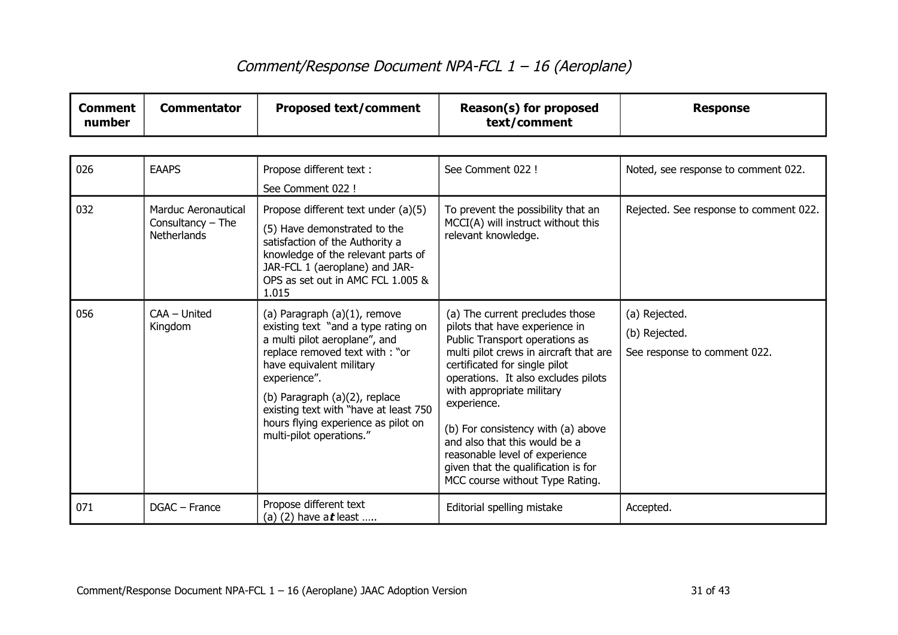# *Comment/Response Document NPA-FCL 1 – 16 (Aeroplane)*

| Comment number | Commentator | Proposed text/comment | Reason(s) for proposed text/comment | Response |
|---|---|---|---|---|
| 026 | EAAPS | Propose different text :<br>See Comment 022 ! | See Comment 022 ! | Noted, see response to comment 022. |
| 032 | Marduc Aeronautical Consultancy – The Netherlands | Propose different text under (a)(5)<br>(5) Have demonstrated to the satisfaction of the Authority a knowledge of the relevant parts of JAR-FCL 1 (aeroplane) and JAR-OPS as set out in AMC FCL 1.005 & 1.015 | To prevent the possibility that an MCCI(A) will instruct without this relevant knowledge. | Rejected. See response to comment 022. |
| 056 | CAA – United Kingdom | (a) Paragraph (a)(1), remove existing text "and a type rating on a multi pilot aeroplane", and replace removed text with : "or have equivalent military experience".<br>(b) Paragraph (a)(2), replace existing text with "have at least 750 hours flying experience as pilot on multi-pilot operations." | (a) The current precludes those pilots that have experience in Public Transport operations as multi pilot crews in aircraft that are certificated for single pilot operations. It also excludes pilots with appropriate military experience.<br>(b) For consistency with (a) above and also that this would be a reasonable level of experience given that the qualification is for MCC course without Type Rating. | (a) Rejected.<br>(b) Rejected.<br>See response to comment 022. |
| 071 | DGAC – France | Propose different text<br>(a) (2) have a***t*** least ….. | Editorial spelling mistake | Accepted. |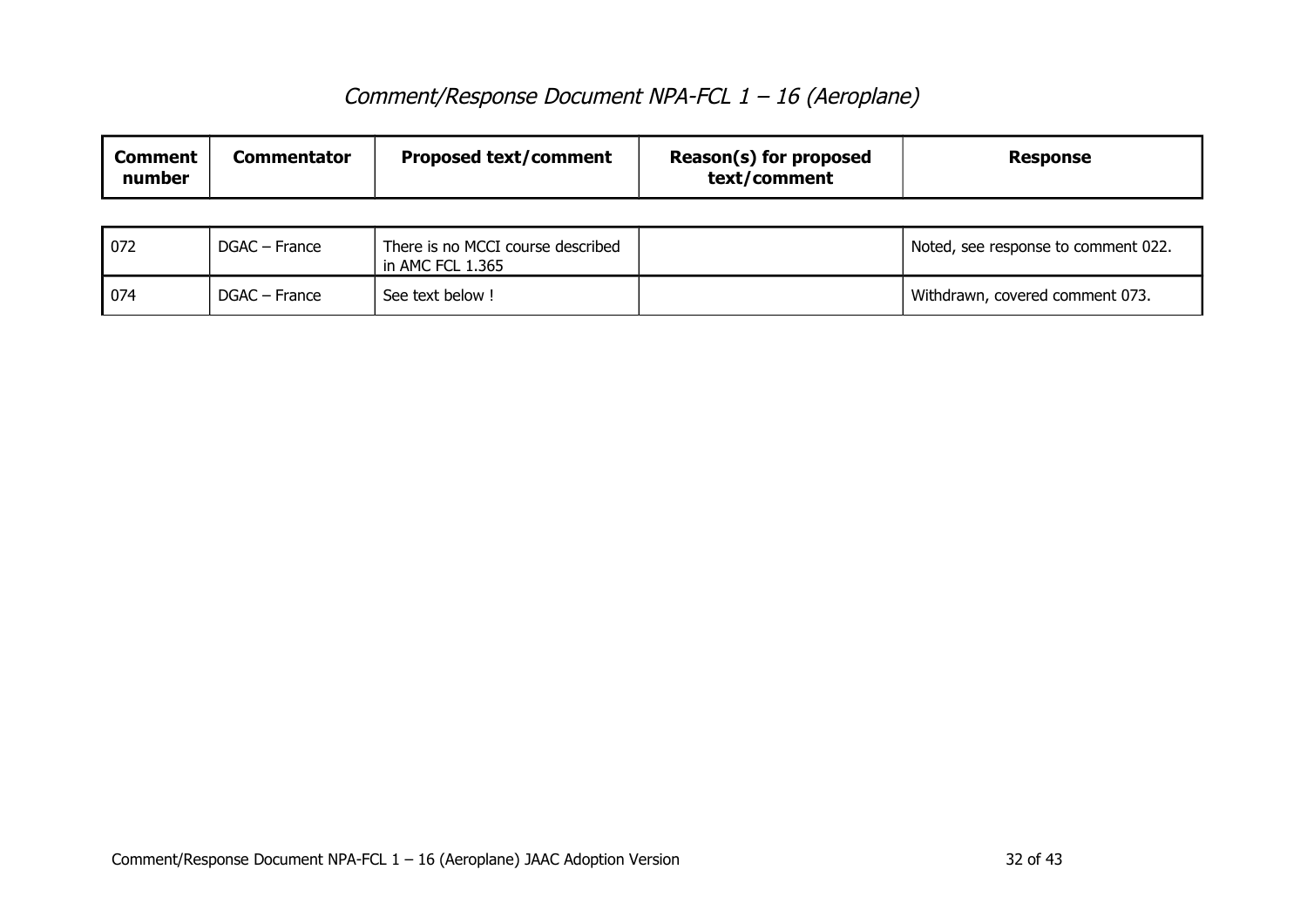*Comment/Response Document NPA-FCL 1 – 16 (Aeroplane)*

| Comment number | Commentator | Proposed text/comment | Reason(s) for proposed text/comment | Response |
|---|---|---|---|---|
| 072 | DGAC – France | There is no MCCI course described in AMC FCL 1.365 | | Noted, see response to comment 022. |
| 074 | DGAC – France | See text below ! | | Withdrawn, covered comment 073. |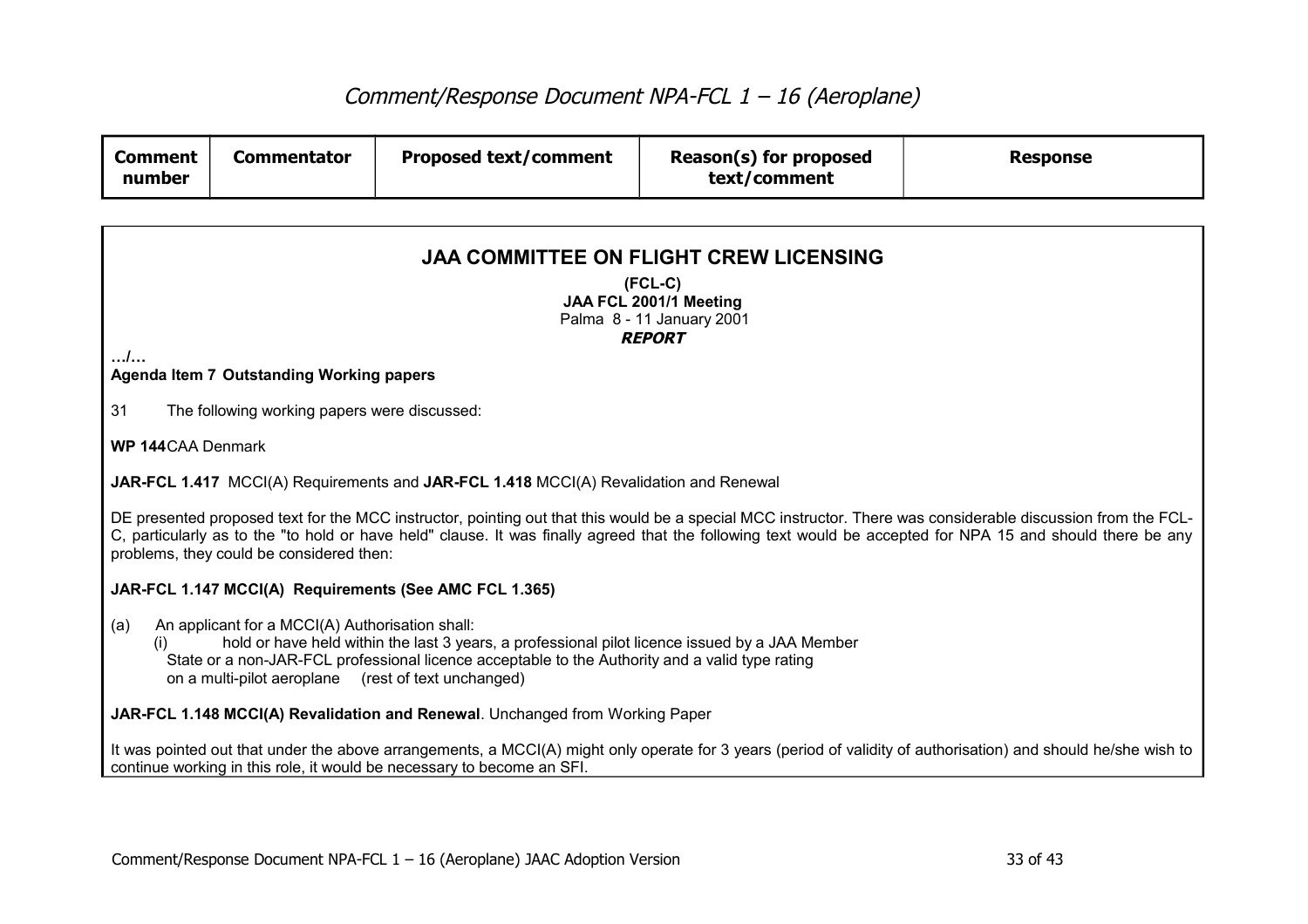| Comment number | Commentator | Proposed text/comment | Reason(s) for proposed text/comment | Response |
|---|---|---|---|---|

## JAA COMMITTEE ON FLIGHT CREW LICENSING

**(FCL-C)**
**JAA FCL 2001/1 Meeting**
Palma 8 - 11 January 2001
***REPORT***

…/…

**Agenda Item 7 Outstanding Working papers**

31 The following working papers were discussed:

**WP 144** CAA Denmark

**JAR-FCL 1.417** MCCI(A) Requirements and **JAR-FCL 1.418** MCCI(A) Revalidation and Renewal

DE presented proposed text for the MCC instructor, pointing out that this would be a special MCC instructor. There was considerable discussion from the FCL-C, particularly as to the "to hold or have held" clause. It was finally agreed that the following text would be accepted for NPA 15 and should there be any problems, they could be considered then:

**JAR-FCL 1.147 MCCI(A) Requirements (See AMC FCL 1.365)**

(a) An applicant for a MCCI(A) Authorisation shall:
 (i) hold or have held within the last 3 years, a professional pilot licence issued by a JAA Member State or a non-JAR-FCL professional licence acceptable to the Authority and a valid type rating on a multi-pilot aeroplane (rest of text unchanged)

**JAR-FCL 1.148 MCCI(A) Revalidation and Renewal**. Unchanged from Working Paper

It was pointed out that under the above arrangements, a MCCI(A) might only operate for 3 years (period of validity of authorisation) and should he/she wish to continue working in this role, it would be necessary to become an SFI.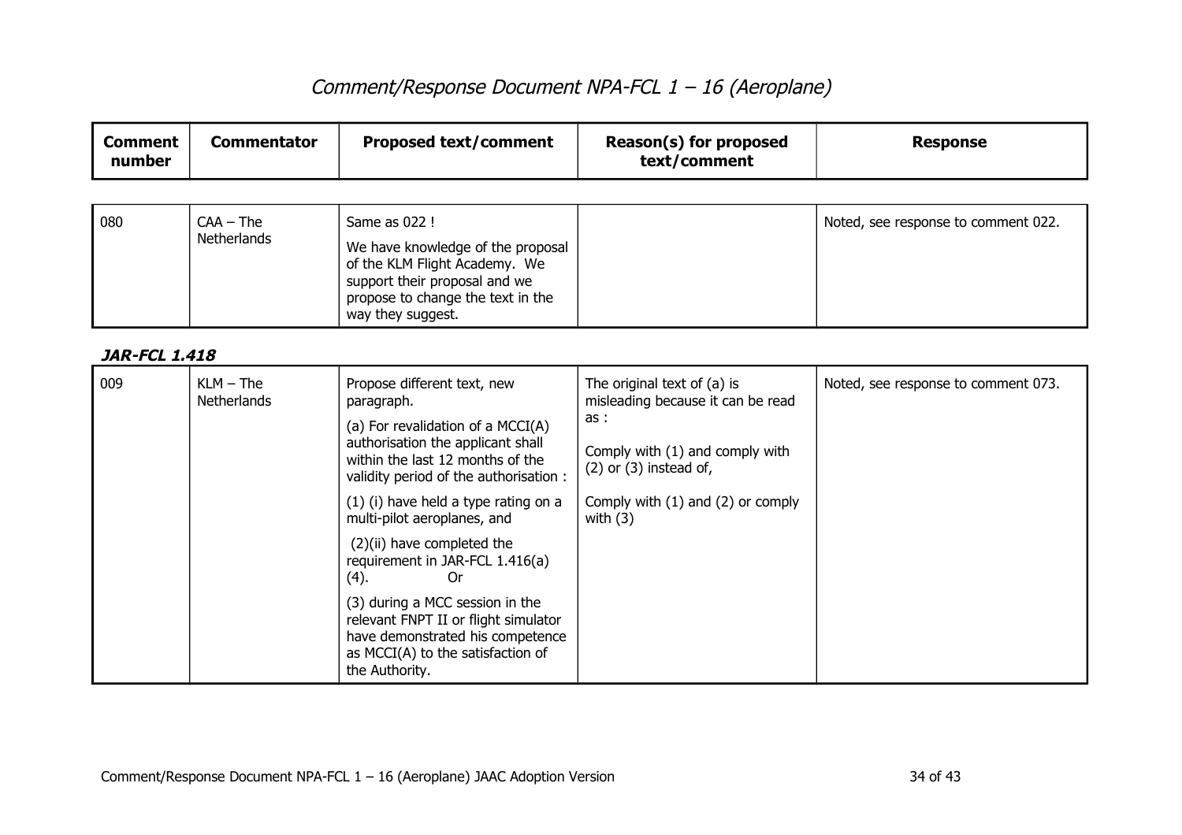| Comment number | Commentator | Proposed text/comment | Reason(s) for proposed text/comment | Response |
|---|---|---|---|---|
| 080 | CAA – The Netherlands | Same as 022 !<br><br>We have knowledge of the proposal of the KLM Flight Academy. We support their proposal and we propose to change the text in the way they suggest. | | Noted, see response to comment 022. |

***JAR-FCL 1.418***

| Comment number | Commentator | Proposed text/comment | Reason(s) for proposed text/comment | Response |
|---|---|---|---|---|
| 009 | KLM – The Netherlands | Propose different text, new paragraph.<br><br>(a) For revalidation of a MCCI(A) authorisation the applicant shall within the last 12 months of the validity period of the authorisation :<br><br>(1) (i) have held a type rating on a multi-pilot aeroplanes, and<br><br>(2)(ii) have completed the requirement in JAR-FCL 1.416(a)(4). Or<br><br>(3) during a MCC session in the relevant FNPT II or flight simulator have demonstrated his competence as MCCI(A) to the satisfaction of the Authority. | The original text of (a) is misleading because it can be read as :<br><br>Comply with (1) and comply with (2) or (3) instead of,<br><br>Comply with (1) and (2) or comply with (3) | Noted, see response to comment 073. |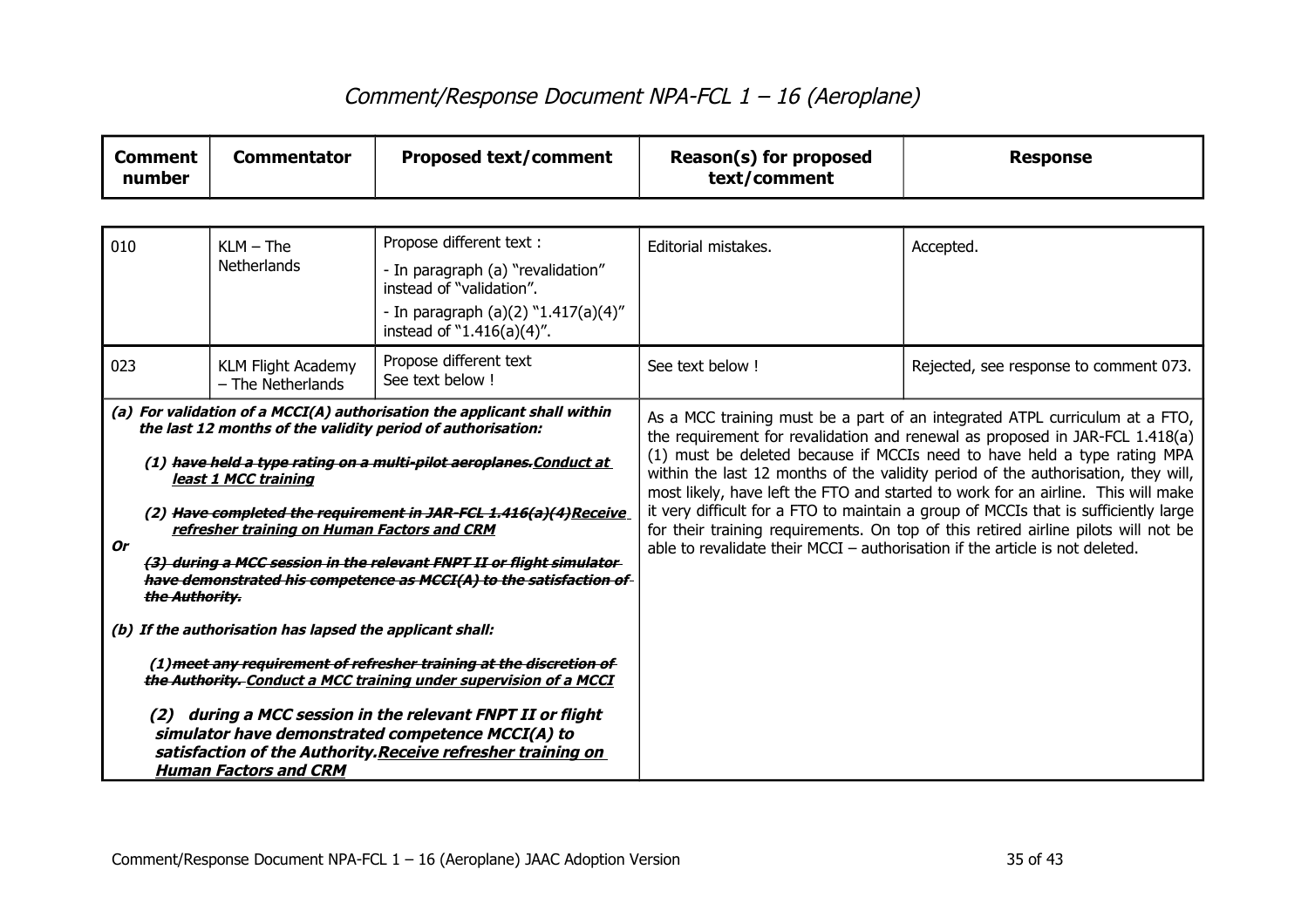# *Comment/Response Document NPA-FCL 1 – 16 (Aeroplane)*

| Comment number | Commentator | Proposed text/comment | Reason(s) for proposed text/comment | Response |
|---|---|---|---|---|
| 010 | KLM – The Netherlands | Propose different text :<br>- In paragraph (a) "revalidation" instead of "validation".<br>- In paragraph (a)(2) "1.417(a)(4)" instead of "1.416(a)(4)". | Editorial mistakes. | Accepted. |
| 023 | KLM Flight Academy – The Netherlands | Propose different text<br>See text below ! | See text below ! | Rejected, see response to comment 073. |

***(a) For validation of a MCCI(A) authorisation the applicant shall within the last 12 months of the validity period of authorisation:***

***(1) ~~have held a type rating on a multi-pilot aeroplanes.~~<u>Conduct at least 1 MCC training</u>***

***(2) ~~Have completed the requirement in JAR-FCL 1.416(a)(4)~~<u>Receive refresher training on Human Factors and CRM</u>***

***Or***

***~~(3) during a MCC session in the relevant FNPT II or flight simulator have demonstrated his competence as MCCI(A) to the satisfaction of the Authority.~~***

***(b) If the authorisation has lapsed the applicant shall:***

***(1)~~meet any requirement of refresher training at the discretion of the Authority.~~ <u>Conduct a MCC training under supervision of a MCCI</u>***

***(2) during a MCC session in the relevant FNPT II or flight simulator have demonstrated competence MCCI(A) to satisfaction of the Authority.<u>Receive refresher training on Human Factors and CRM</u>***

As a MCC training must be a part of an integrated ATPL curriculum at a FTO, the requirement for revalidation and renewal as proposed in JAR-FCL 1.418(a)(1) must be deleted because if MCCIs need to have held a type rating MPA within the last 12 months of the validity period of the authorisation, they will, most likely, have left the FTO and started to work for an airline. This will make it very difficult for a FTO to maintain a group of MCCIs that is sufficiently large for their training requirements. On top of this retired airline pilots will not be able to revalidate their MCCI – authorisation if the article is not deleted.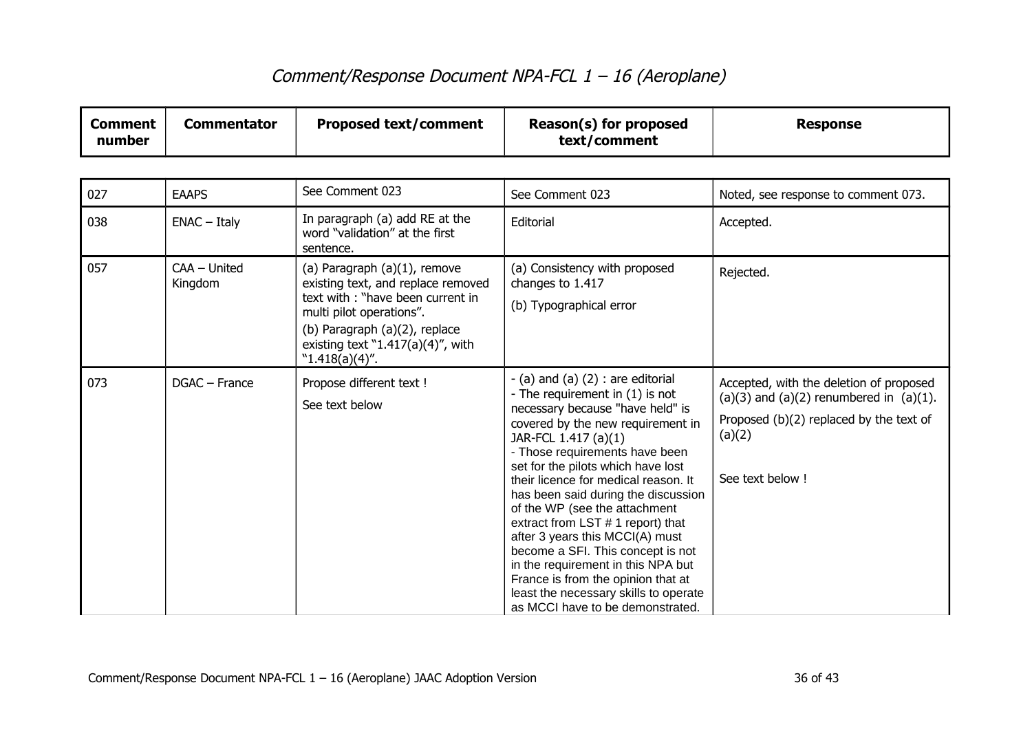| Comment number | Commentator | Proposed text/comment | Reason(s) for proposed text/comment | Response |
|---|---|---|---|---|
| 027 | EAAPS | See Comment 023 | See Comment 023 | Noted, see response to comment 073. |
| 038 | ENAC – Italy | In paragraph (a) add RE at the word "validation" at the first sentence. | Editorial | Accepted. |
| 057 | CAA – United Kingdom | (a) Paragraph (a)(1), remove existing text, and replace removed text with : "have been current in multi pilot operations".<br>(b) Paragraph (a)(2), replace existing text "1.417(a)(4)", with "1.418(a)(4)". | (a) Consistency with proposed changes to 1.417<br>(b) Typographical error | Rejected. |
| 073 | DGAC – France | Propose different text !<br>See text below | - (a) and (a) (2) : are editorial<br>- The requirement in (1) is not necessary because "have held" is covered by the new requirement in JAR-FCL 1.417 (a)(1)<br>- Those requirements have been set for the pilots which have lost their licence for medical reason. It has been said during the discussion of the WP (see the attachment extract from LST # 1 report) that after 3 years this MCCI(A) must become a SFI. This concept is not in the requirement in this NPA but France is from the opinion that at least the necessary skills to operate as MCCI have to be demonstrated. | Accepted, with the deletion of proposed (a)(3) and (a)(2) renumbered in (a)(1).<br>Proposed (b)(2) replaced by the text of (a)(2)<br><br>See text below ! |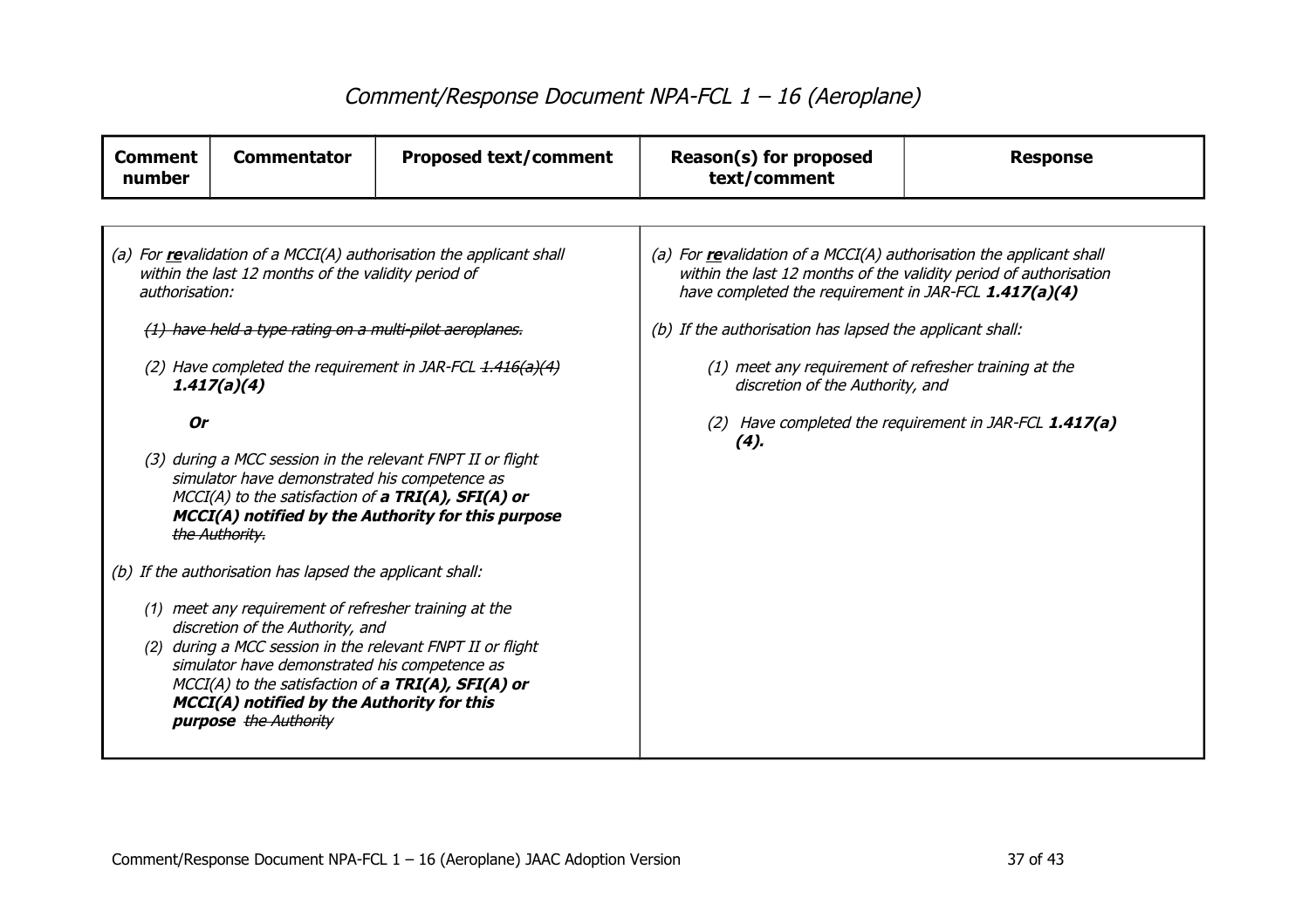# Comment/Response Document NPA-FCL 1 – 16 (Aeroplane)

| Comment number | Commentator | Proposed text/comment | Reason(s) for proposed text/comment | Response |
|---|---|---|---|---|

*(a) For **re**validation of a MCCI(A) authorisation the applicant shall within the last 12 months of the validity period of authorisation:*

*~~(1) have held a type rating on a multi-pilot aeroplanes.~~*

*(2) Have completed the requirement in JAR-FCL ~~1.416(a)(4)~~ **1.417(a)(4)***

***Or***

*(3) during a MCC session in the relevant FNPT II or flight simulator have demonstrated his competence as MCCI(A) to the satisfaction of **a TRI(A), SFI(A) or MCCI(A) notified by the Authority for this purpose** ~~the Authority.~~*

*(b) If the authorisation has lapsed the applicant shall:*

*(1) meet any requirement of refresher training at the discretion of the Authority, and*

*(2) during a MCC session in the relevant FNPT II or flight simulator have demonstrated his competence as MCCI(A) to the satisfaction of **a TRI(A), SFI(A) or MCCI(A) notified by the Authority for this purpose** ~~the Authority~~*

*(a) For **re**validation of a MCCI(A) authorisation the applicant shall within the last 12 months of the validity period of authorisation have completed the requirement in JAR-FCL **1.417(a)(4)***

*(b) If the authorisation has lapsed the applicant shall:*

*(1) meet any requirement of refresher training at the discretion of the Authority, and*

*(2) Have completed the requirement in JAR-FCL **1.417(a)(4).***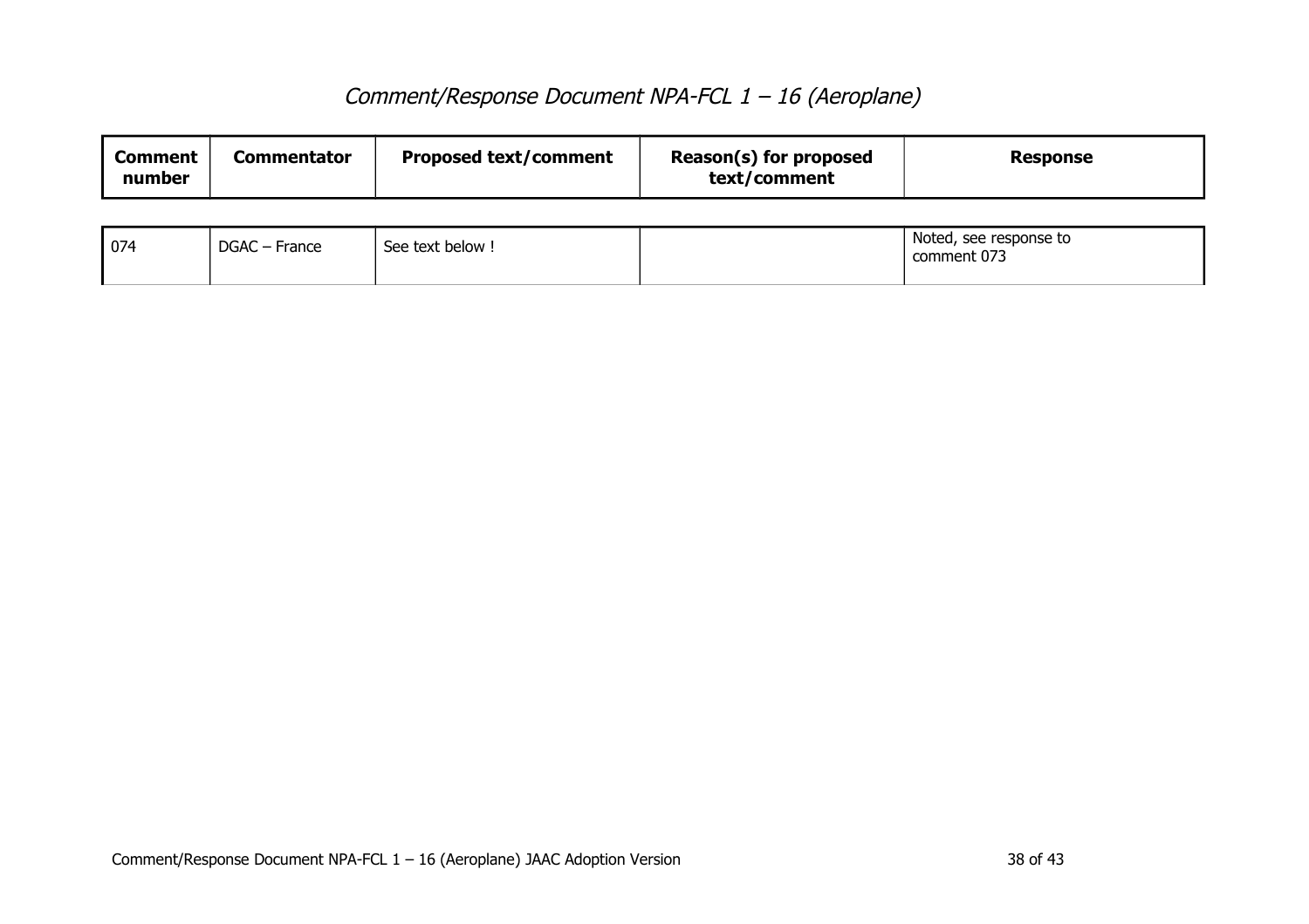| Comment number | Commentator | Proposed text/comment | Reason(s) for proposed text/comment | Response |
|---|---|---|---|---|
| 074 | DGAC – France | See text below ! | | Noted, see response to comment 073 |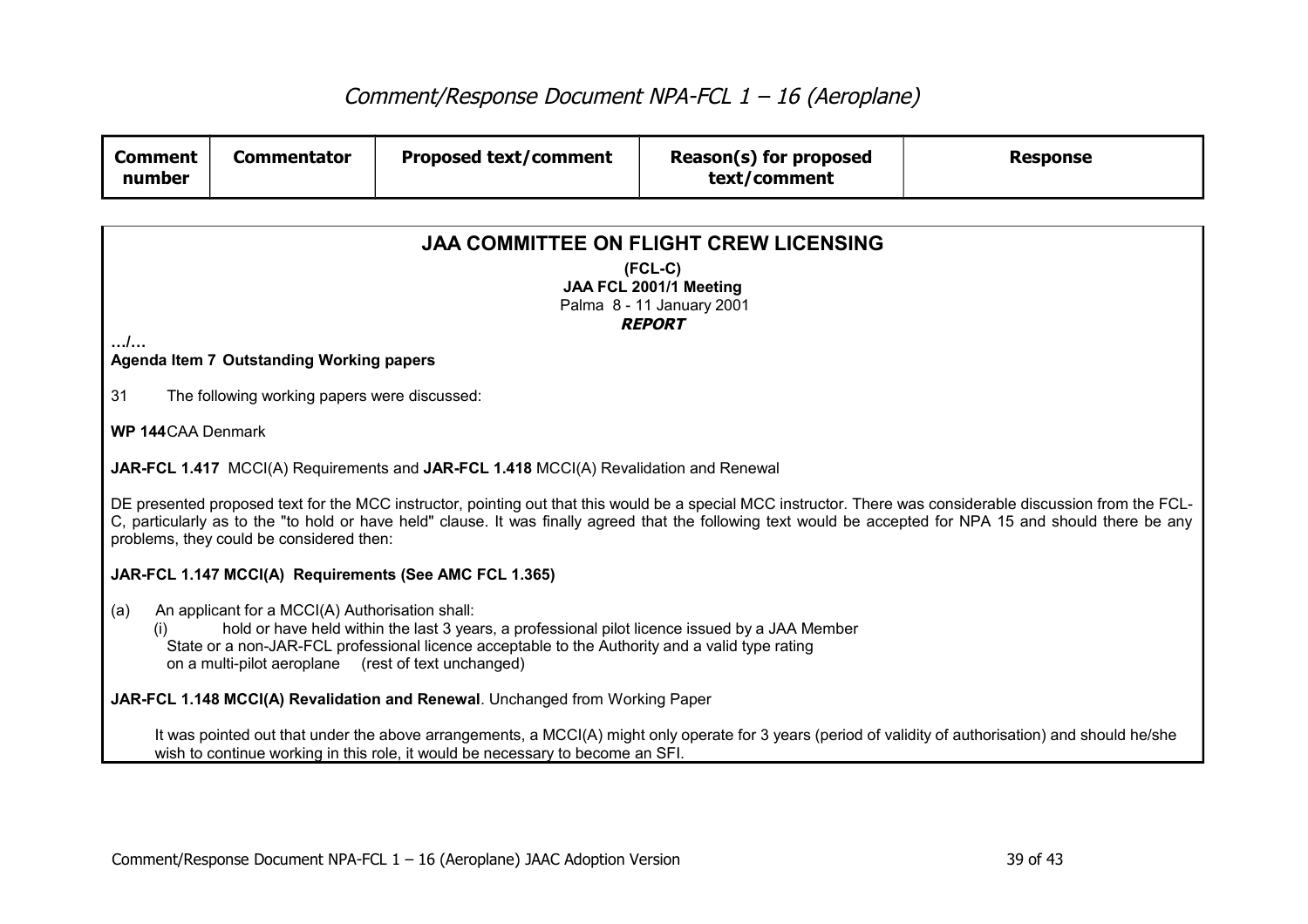| Comment number | Commentator | Proposed text/comment | Reason(s) for proposed text/comment | Response |
|---|---|---|---|---|

**JAA COMMITTEE ON FLIGHT CREW LICENSING**

**(FCL-C)**
**JAA FCL 2001/1 Meeting**
Palma 8 - 11 January 2001
***REPORT***

…/…

**Agenda Item 7 Outstanding Working papers**

31 The following working papers were discussed:

**WP 144** CAA Denmark

**JAR-FCL 1.417** MCCI(A) Requirements and **JAR-FCL 1.418** MCCI(A) Revalidation and Renewal

DE presented proposed text for the MCC instructor, pointing out that this would be a special MCC instructor. There was considerable discussion from the FCL-C, particularly as to the "to hold or have held" clause. It was finally agreed that the following text would be accepted for NPA 15 and should there be any problems, they could be considered then:

**JAR-FCL 1.147 MCCI(A) Requirements (See AMC FCL 1.365)**

(a) An applicant for a MCCI(A) Authorisation shall:
   (i) hold or have held within the last 3 years, a professional pilot licence issued by a JAA Member State or a non-JAR-FCL professional licence acceptable to the Authority and a valid type rating on a multi-pilot aeroplane (rest of text unchanged)

**JAR-FCL 1.148 MCCI(A) Revalidation and Renewal**. Unchanged from Working Paper

It was pointed out that under the above arrangements, a MCCI(A) might only operate for 3 years (period of validity of authorisation) and should he/she wish to continue working in this role, it would be necessary to become an SFI.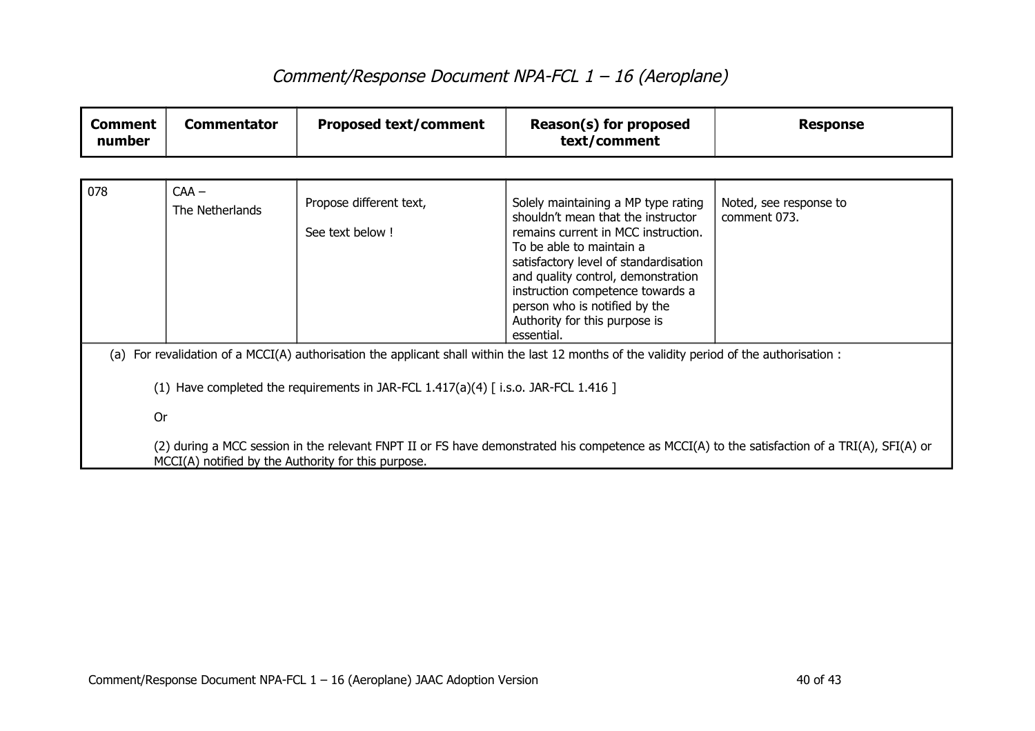| Comment number | Commentator | Proposed text/comment | Reason(s) for proposed text/comment | Response |
|---|---|---|---|---|
| 078 | CAA – The Netherlands | Propose different text, See text below ! | Solely maintaining a MP type rating shouldn't mean that the instructor remains current in MCC instruction. To be able to maintain a satisfactory level of standardisation and quality control, demonstration instruction competence towards a person who is notified by the Authority for this purpose is essential. | Noted, see response to comment 073. |

(a) For revalidation of a MCCI(A) authorisation the applicant shall within the last 12 months of the validity period of the authorisation :

(1) Have completed the requirements in JAR-FCL 1.417(a)(4) [ i.s.o. JAR-FCL 1.416 ]

Or

(2) during a MCC session in the relevant FNPT II or FS have demonstrated his competence as MCCI(A) to the satisfaction of a TRI(A), SFI(A) or MCCI(A) notified by the Authority for this purpose.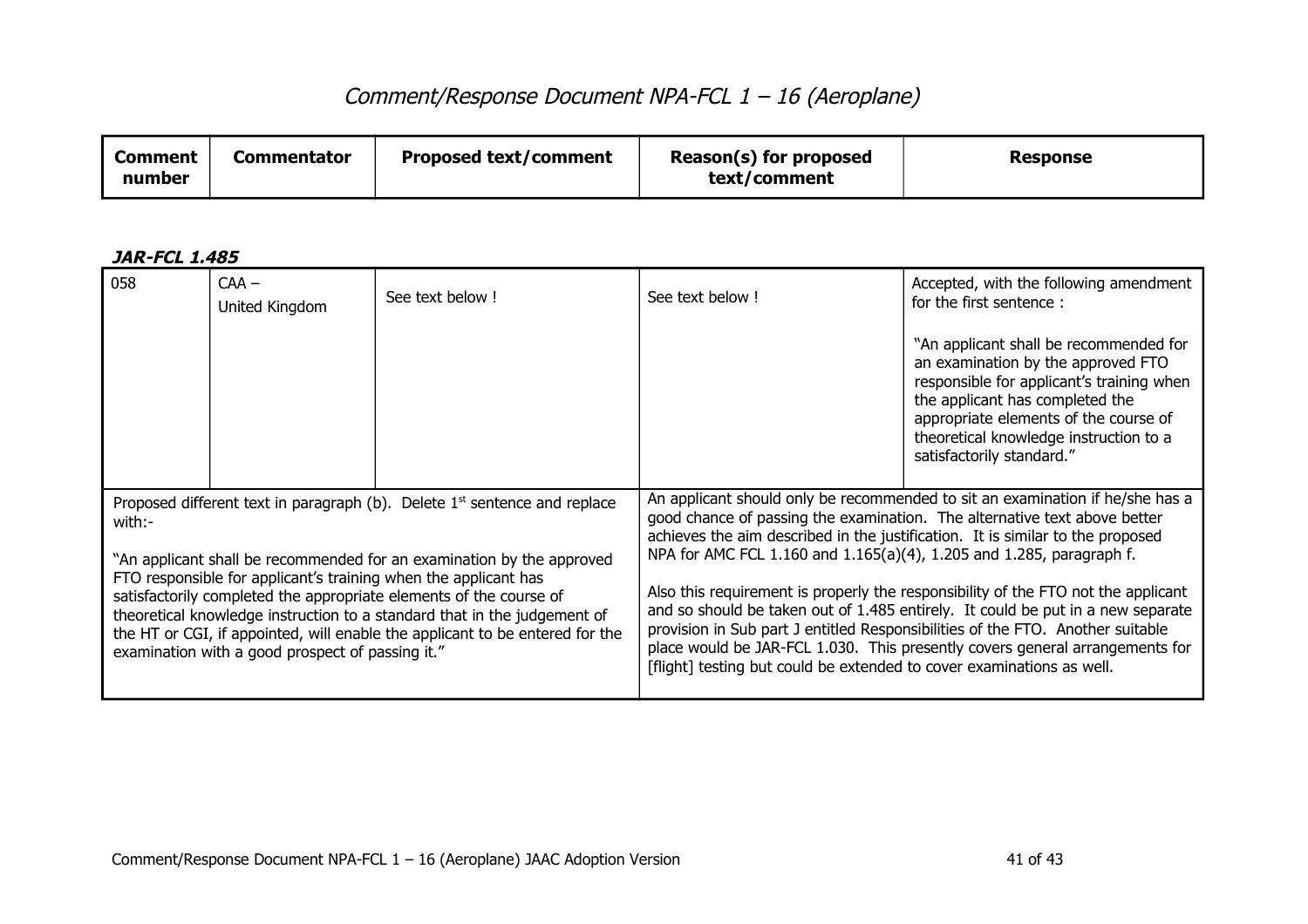# Comment/Response Document NPA-FCL 1 – 16 (Aeroplane)

| Comment number | Commentator | Proposed text/comment | Reason(s) for proposed text/comment | Response |
|---|---|---|---|---|

***JAR-FCL 1.485***

| Comment number | Commentator | Proposed text/comment | Reason(s) for proposed text/comment | Response |
|---|---|---|---|---|
| 058 | CAA – United Kingdom | See text below ! | See text below ! | Accepted, with the following amendment for the first sentence :<br><br>"An applicant shall be recommended for an examination by the approved FTO responsible for applicant's training when the applicant has completed the appropriate elements of the course of theoretical knowledge instruction to a satisfactorily standard." |

| Proposed text/comment | Reason(s) for proposed text/comment |
|---|---|
| Proposed different text in paragraph (b). Delete 1st sentence and replace with:-<br><br>"An applicant shall be recommended for an examination by the approved FTO responsible for applicant's training when the applicant has satisfactorily completed the appropriate elements of the course of theoretical knowledge instruction to a standard that in the judgement of the HT or CGI, if appointed, will enable the applicant to be entered for the examination with a good prospect of passing it." | An applicant should only be recommended to sit an examination if he/she has a good chance of passing the examination. The alternative text above better achieves the aim described in the justification. It is similar to the proposed NPA for AMC FCL 1.160 and 1.165(a)(4), 1.205 and 1.285, paragraph f.<br><br>Also this requirement is properly the responsibility of the FTO not the applicant and so should be taken out of 1.485 entirely. It could be put in a new separate provision in Sub part J entitled Responsibilities of the FTO. Another suitable place would be JAR-FCL 1.030. This presently covers general arrangements for [flight] testing but could be extended to cover examinations as well. |

Comment/Response Document NPA-FCL 1 – 16 (Aeroplane) JAAC Adoption Version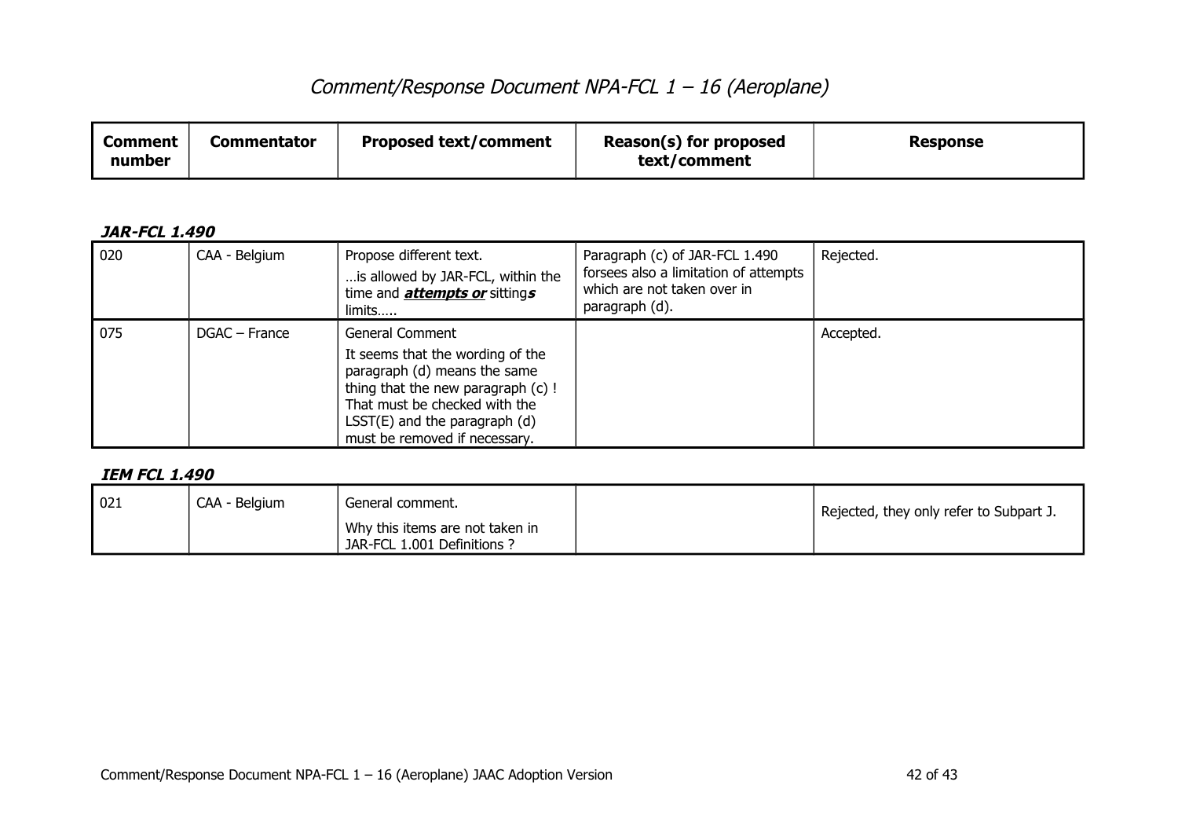# Comment/Response Document NPA-FCL 1 – 16 (Aeroplane)

| Comment number | Commentator | Proposed text/comment | Reason(s) for proposed text/comment | Response |
|---|---|---|---|---|

***JAR-FCL 1.490***

| Comment number | Commentator | Proposed text/comment | Reason(s) for proposed text/comment | Response |
|---|---|---|---|---|
| 020 | CAA - Belgium | Propose different text.<br>…is allowed by JAR-FCL, within the time and ***attempts or*** sitting***s*** limits….. | Paragraph (c) of JAR-FCL 1.490 forsees also a limitation of attempts which are not taken over in paragraph (d). | Rejected. |
| 075 | DGAC – France | General Comment<br>It seems that the wording of the paragraph (d) means the same thing that the new paragraph (c) ! That must be checked with the LSST(E) and the paragraph (d) must be removed if necessary. | | Accepted. |

***IEM FCL 1.490***

| Comment number | Commentator | Proposed text/comment | Reason(s) for proposed text/comment | Response |
|---|---|---|---|---|
| 021 | CAA - Belgium | General comment.<br>Why this items are not taken in JAR-FCL 1.001 Definitions ? | | Rejected, they only refer to Subpart J. |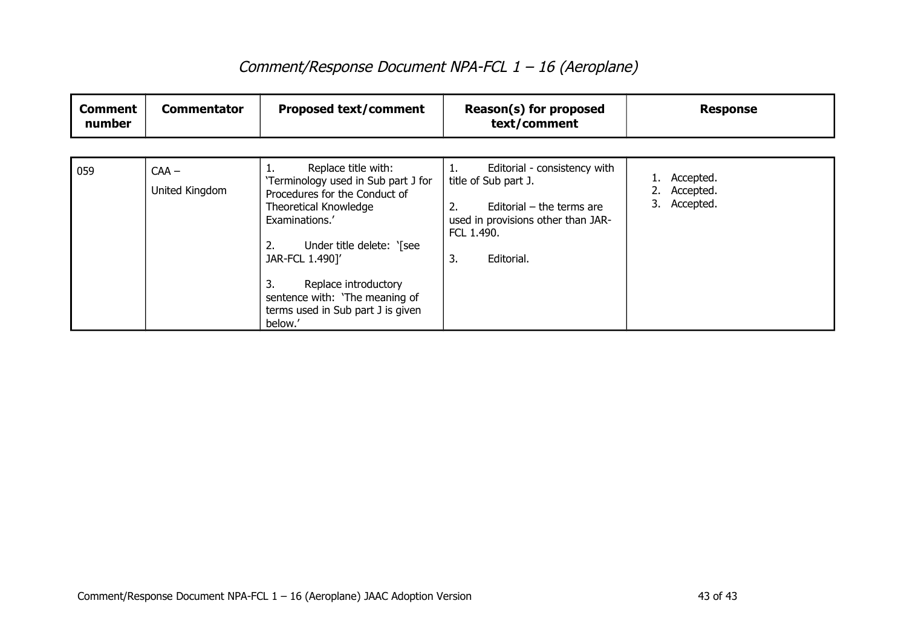# *Comment/Response Document NPA-FCL 1 – 16 (Aeroplane)*

| Comment number | Commentator | Proposed text/comment | Reason(s) for proposed text/comment | Response |
|---|---|---|---|---|
| 059 | CAA – United Kingdom | 1. Replace title with: 'Terminology used in Sub part J for Procedures for the Conduct of Theoretical Knowledge Examinations.'<br><br>2. Under title delete: '[see JAR-FCL 1.490]'<br><br>3. Replace introductory sentence with: 'The meaning of terms used in Sub part J is given below.' | 1. Editorial - consistency with title of Sub part J.<br><br>2. Editorial – the terms are used in provisions other than JAR-FCL 1.490.<br><br>3. Editorial. | 1. Accepted.<br>2. Accepted.<br>3. Accepted. |